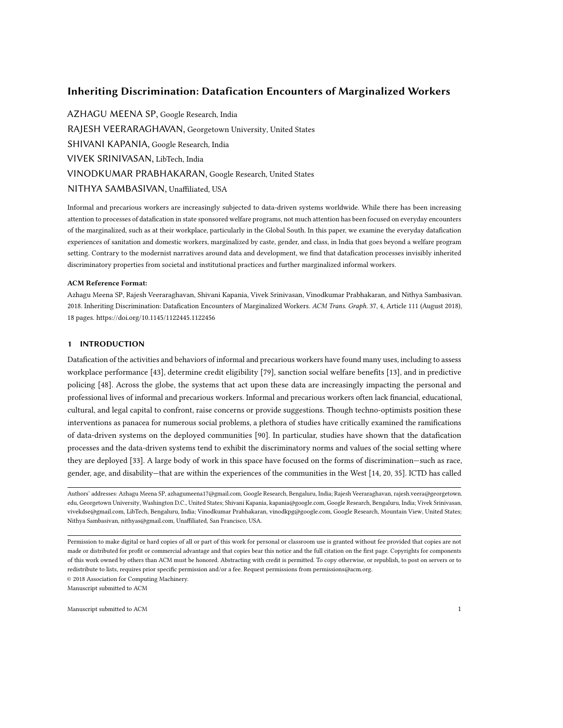# Inheriting Discrimination: Datafication Encounters of Marginalized Workers

AZHAGU MEENA SP, Google Research, India

RAJESH VEERARAGHAVAN, Georgetown University, United States

SHIVANI KAPANIA, Google Research, India

VIVEK SRINIVASAN, LibTech, India

VINODKUMAR PRABHAKARAN, Google Research, United States

NITHYA SAMBASIVAN, Unaffiliated, USA

Informal and precarious workers are increasingly subjected to data-driven systems worldwide. While there has been increasing attention to processes of datafication in state sponsored welfare programs, not much attention has been focused on everyday encounters of the marginalized, such as at their workplace, particularly in the Global South. In this paper, we examine the everyday datafication experiences of sanitation and domestic workers, marginalized by caste, gender, and class, in India that goes beyond a welfare program setting. Contrary to the modernist narratives around data and development, we find that datafication processes invisibly inherited discriminatory properties from societal and institutional practices and further marginalized informal workers.

**ACM Reference Format:**

Azhagu Meena SP, Rajesh Veeraraghavan, Shivani Kapania, Vivek Srinivasan, Vinodkumar Prabhakaran, and Nithya Sambasivan. 2018. Inheriting Discrimination: Datafication Encounters of Marginalized Workers. *ACM Trans. Graph.* 37, 4, Article 111 (August 2018), 18 pages. https://doi.org/10.1145/1122445.1122456

## 1 INTRODUCTION

Datafication of the activities and behaviors of informal and precarious workers have found many uses, including to assess workplace performance [43], determine credit eligibility [79], sanction social welfare benefits [13], and in predictive policing [48]. Across the globe, the systems that act upon these data are increasingly impacting the personal and professional lives of informal and precarious workers. Informal and precarious workers often lack financial, educational, cultural, and legal capital to confront, raise concerns or provide suggestions. Though techno-optimists position these interventions as panacea for numerous social problems, a plethora of studies have critically examined the ramifications of data-driven systems on the deployed communities [90]. In particular, studies have shown that the datafication processes and the data-driven systems tend to exhibit the discriminatory norms and values of the social setting where they are deployed [33]. A large body of work in this space have focused on the forms of discrimination—such as race, gender, age, and disability—that are within the experiences of the communities in the West [14, 20, 35]. ICTD has called

---

Authors' addresses: Azhagu Meena SP, azhagumeena17@gmail.com, Google Research, Bengaluru, India; Rajesh Veeraraghavan, rajesh.veera@georgetown.edu, Georgetown University, Washington D.C., United States; Shivani Kapania, kapania@google.com, Google Research, Bengaluru, India; Vivek Srinivasan, vivekdse@gmail.com, LibTech, Bengaluru, India; Vinodkumar Prabhakaran, vinodkpg@google.com, Google Research, Mountain View, United States; Nithya Sambasivan, nithyas@gmail.com, Unaffiliated, San Francisco, USA.

---

Permission to make digital or hard copies of all or part of this work for personal or classroom use is granted without fee provided that copies are not made or distributed for profit or commercial advantage and that copies bear this notice and the full citation on the first page. Copyrights for components of this work owned by others than ACM must be honored. Abstracting with credit is permitted. To copy otherwise, or republish, to post on servers or to redistribute to lists, requires prior specific permission and/or a fee. Request permissions from permissions@acm.org.

© 2018 Association for Computing Machinery.

Manuscript submitted to ACM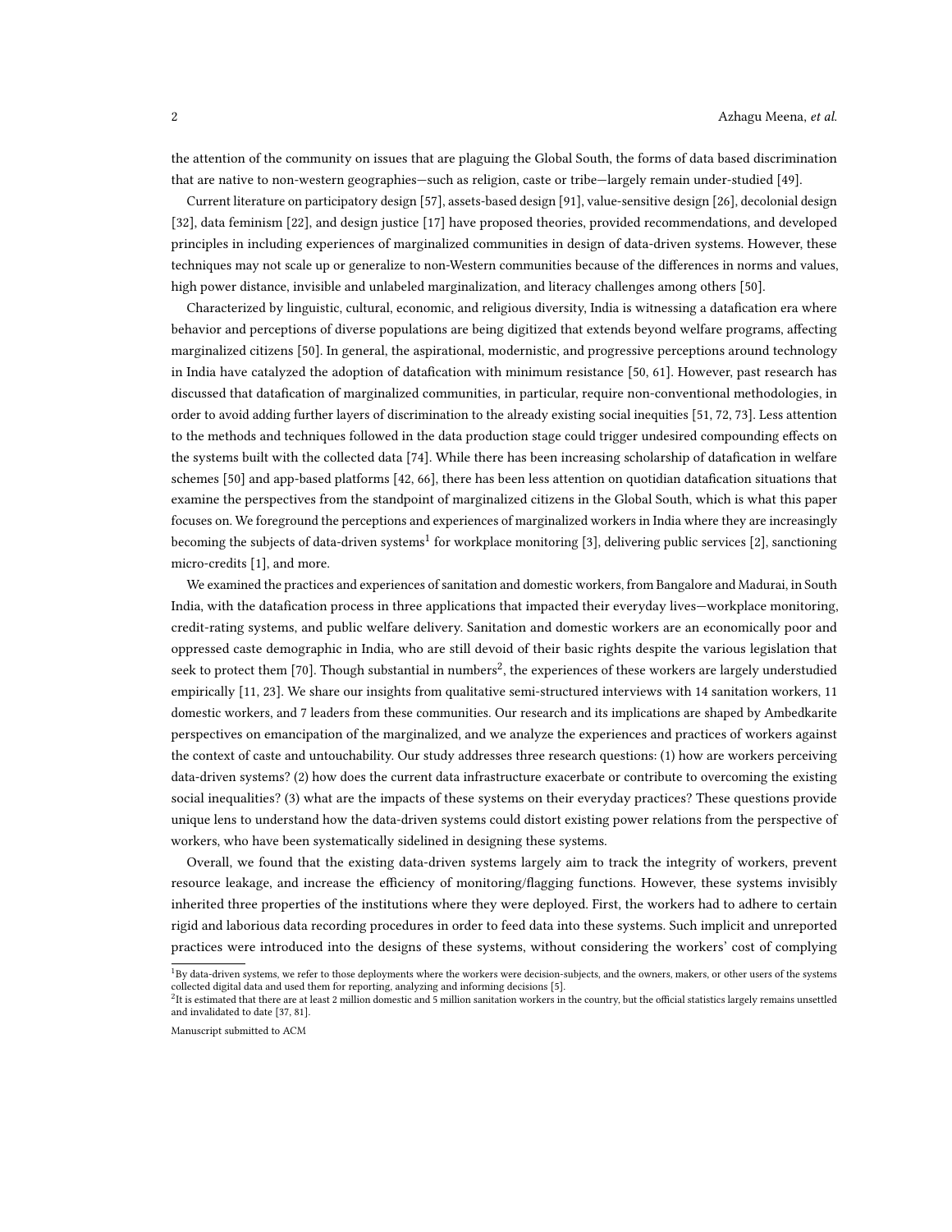the attention of the community on issues that are plaguing the Global South, the forms of data based discrimination that are native to non-western geographies—such as religion, caste or tribe—largely remain under-studied [49].

Current literature on participatory design [57], assets-based design [91], value-sensitive design [26], decolonial design [32], data feminism [22], and design justice [17] have proposed theories, provided recommendations, and developed principles in including experiences of marginalized communities in design of data-driven systems. However, these techniques may not scale up or generalize to non-Western communities because of the differences in norms and values, high power distance, invisible and unlabeled marginalization, and literacy challenges among others [50].

Characterized by linguistic, cultural, economic, and religious diversity, India is witnessing a datafication era where behavior and perceptions of diverse populations are being digitized that extends beyond welfare programs, affecting marginalized citizens [50]. In general, the aspirational, modernistic, and progressive perceptions around technology in India have catalyzed the adoption of datafication with minimum resistance [50, 61]. However, past research has discussed that datafication of marginalized communities, in particular, require non-conventional methodologies, in order to avoid adding further layers of discrimination to the already existing social inequities [51, 72, 73]. Less attention to the methods and techniques followed in the data production stage could trigger undesired compounding effects on the systems built with the collected data [74]. While there has been increasing scholarship of datafication in welfare schemes [50] and app-based platforms [42, 66], there has been less attention on quotidian datafication situations that examine the perspectives from the standpoint of marginalized citizens in the Global South, which is what this paper focuses on. We foreground the perceptions and experiences of marginalized workers in India where they are increasingly becoming the subjects of data-driven systems[1] for workplace monitoring [3], delivering public services [2], sanctioning micro-credits [1], and more.

We examined the practices and experiences of sanitation and domestic workers, from Bangalore and Madurai, in South India, with the datafication process in three applications that impacted their everyday lives—workplace monitoring, credit-rating systems, and public welfare delivery. Sanitation and domestic workers are an economically poor and oppressed caste demographic in India, who are still devoid of their basic rights despite the various legislation that seek to protect them [70]. Though substantial in numbers[2], the experiences of these workers are largely understudied empirically [11, 23]. We share our insights from qualitative semi-structured interviews with 14 sanitation workers, 11 domestic workers, and 7 leaders from these communities. Our research and its implications are shaped by Ambedkarite perspectives on emancipation of the marginalized, and we analyze the experiences and practices of workers against the context of caste and untouchability. Our study addresses three research questions: (1) how are workers perceiving data-driven systems? (2) how does the current data infrastructure exacerbate or contribute to overcoming the existing social inequalities? (3) what are the impacts of these systems on their everyday practices? These questions provide unique lens to understand how the data-driven systems could distort existing power relations from the perspective of workers, who have been systematically sidelined in designing these systems.

Overall, we found that the existing data-driven systems largely aim to track the integrity of workers, prevent resource leakage, and increase the efficiency of monitoring/flagging functions. However, these systems invisibly inherited three properties of the institutions where they were deployed. First, the workers had to adhere to certain rigid and laborious data recording procedures in order to feed data into these systems. Such implicit and unreported practices were introduced into the designs of these systems, without considering the workers' cost of complying

[1] By data-driven systems, we refer to those deployments where the workers were decision-subjects, and the owners, makers, or other users of the systems collected digital data and used them for reporting, analyzing and informing decisions [5].

[2] It is estimated that there are at least 2 million domestic and 5 million sanitation workers in the country, but the official statistics largely remains unsettled and invalidated to date [37, 81].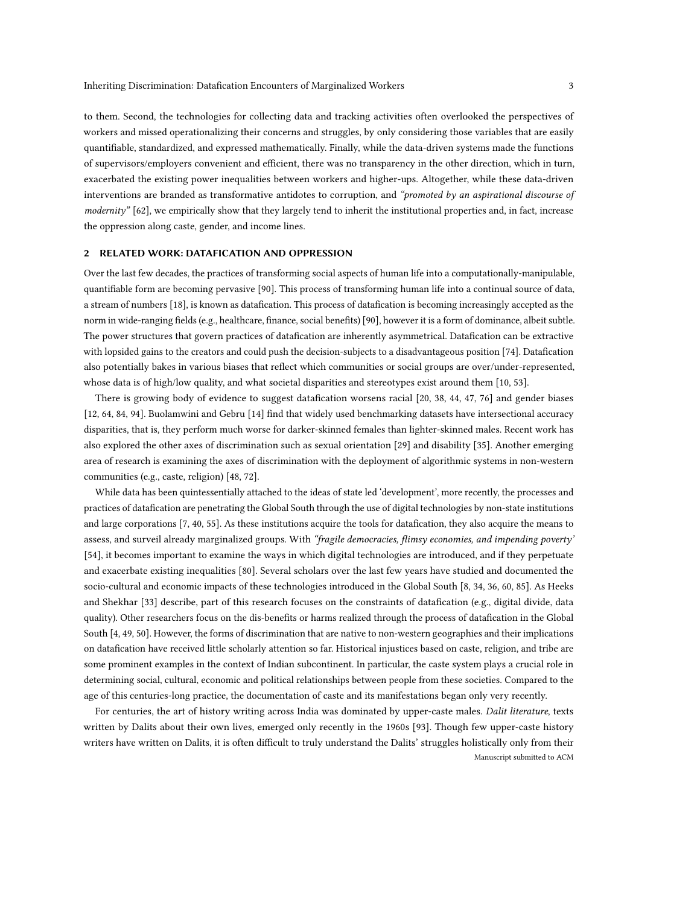to them. Second, the technologies for collecting data and tracking activities often overlooked the perspectives of workers and missed operationalizing their concerns and struggles, by only considering those variables that are easily quantifiable, standardized, and expressed mathematically. Finally, while the data-driven systems made the functions of supervisors/employers convenient and efficient, there was no transparency in the other direction, which in turn, exacerbated the existing power inequalities between workers and higher-ups. Altogether, while these data-driven interventions are branded as transformative antidotes to corruption, and *"promoted by an aspirational discourse of modernity"* [62], we empirically show that they largely tend to inherit the institutional properties and, in fact, increase the oppression along caste, gender, and income lines.

## 2 RELATED WORK: DATAFICATION AND OPPRESSION

Over the last few decades, the practices of transforming social aspects of human life into a computationally-manipulable, quantifiable form are becoming pervasive [90]. This process of transforming human life into a continual source of data, a stream of numbers [18], is known as datafication. This process of datafication is becoming increasingly accepted as the norm in wide-ranging fields (e.g., healthcare, finance, social benefits) [90], however it is a form of dominance, albeit subtle. The power structures that govern practices of datafication are inherently asymmetrical. Datafication can be extractive with lopsided gains to the creators and could push the decision-subjects to a disadvantageous position [74]. Datafication also potentially bakes in various biases that reflect which communities or social groups are over/under-represented, whose data is of high/low quality, and what societal disparities and stereotypes exist around them [10, 53].

There is growing body of evidence to suggest datafication worsens racial [20, 38, 44, 47, 76] and gender biases [12, 64, 84, 94]. Buolamwini and Gebru [14] find that widely used benchmarking datasets have intersectional accuracy disparities, that is, they perform much worse for darker-skinned females than lighter-skinned males. Recent work has also explored the other axes of discrimination such as sexual orientation [29] and disability [35]. Another emerging area of research is examining the axes of discrimination with the deployment of algorithmic systems in non-western communities (e.g., caste, religion) [48, 72].

While data has been quintessentially attached to the ideas of state led 'development', more recently, the processes and practices of datafication are penetrating the Global South through the use of digital technologies by non-state institutions and large corporations [7, 40, 55]. As these institutions acquire the tools for datafication, they also acquire the means to assess, and surveil already marginalized groups. With *"fragile democracies, flimsy economies, and impending poverty'* [54], it becomes important to examine the ways in which digital technologies are introduced, and if they perpetuate and exacerbate existing inequalities [80]. Several scholars over the last few years have studied and documented the socio-cultural and economic impacts of these technologies introduced in the Global South [8, 34, 36, 60, 85]. As Heeks and Shekhar [33] describe, part of this research focuses on the constraints of datafication (e.g., digital divide, data quality). Other researchers focus on the dis-benefits or harms realized through the process of datafication in the Global South [4, 49, 50]. However, the forms of discrimination that are native to non-western geographies and their implications on datafication have received little scholarly attention so far. Historical injustices based on caste, religion, and tribe are some prominent examples in the context of Indian subcontinent. In particular, the caste system plays a crucial role in determining social, cultural, economic and political relationships between people from these societies. Compared to the age of this centuries-long practice, the documentation of caste and its manifestations began only very recently.

For centuries, the art of history writing across India was dominated by upper-caste males. *Dalit literature*, texts written by Dalits about their own lives, emerged only recently in the 1960s [93]. Though few upper-caste history writers have written on Dalits, it is often difficult to truly understand the Dalits' struggles holistically only from their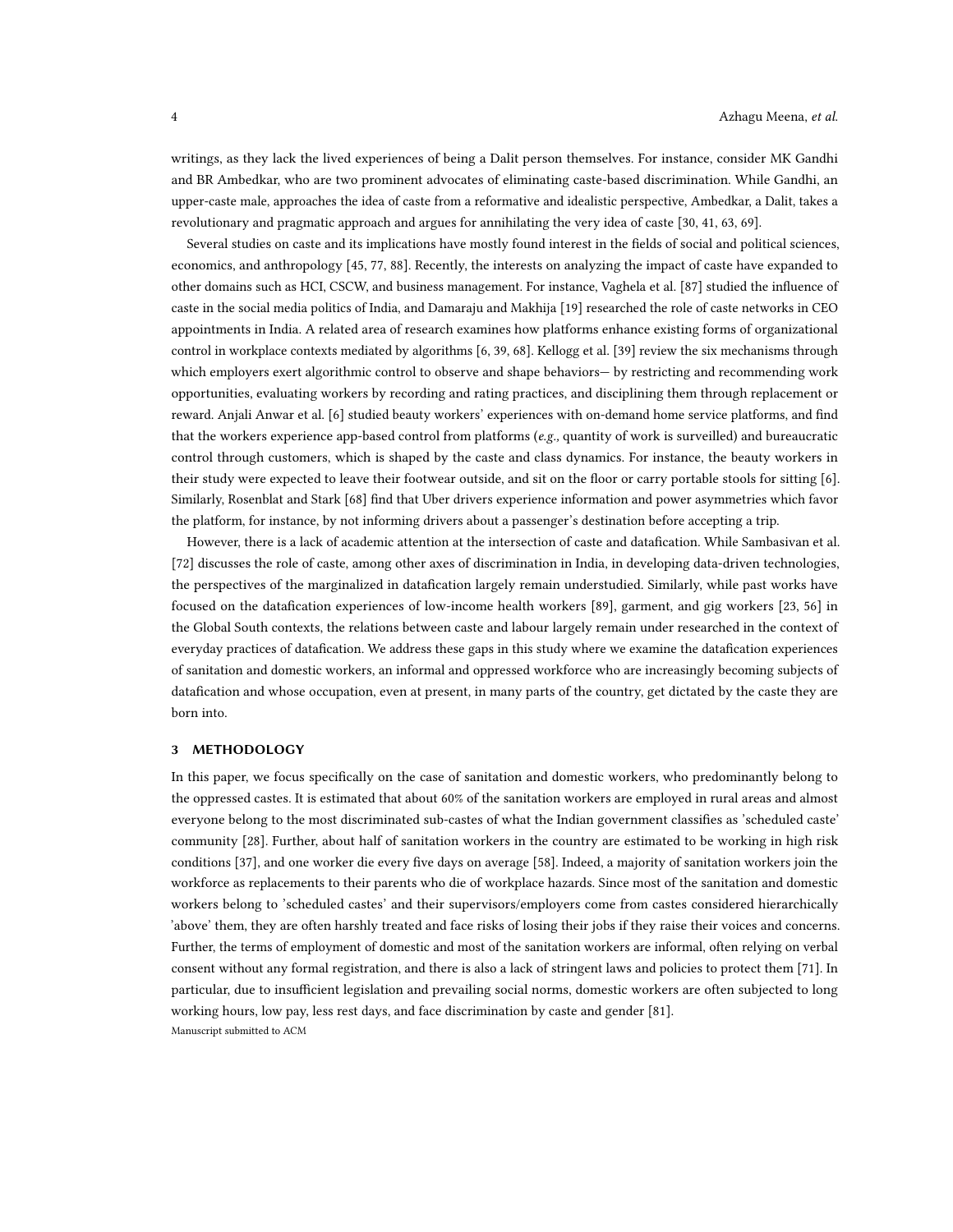writings, as they lack the lived experiences of being a Dalit person themselves. For instance, consider MK Gandhi and BR Ambedkar, who are two prominent advocates of eliminating caste-based discrimination. While Gandhi, an upper-caste male, approaches the idea of caste from a reformative and idealistic perspective, Ambedkar, a Dalit, takes a revolutionary and pragmatic approach and argues for annihilating the very idea of caste [30, 41, 63, 69].

Several studies on caste and its implications have mostly found interest in the fields of social and political sciences, economics, and anthropology [45, 77, 88]. Recently, the interests on analyzing the impact of caste have expanded to other domains such as HCI, CSCW, and business management. For instance, Vaghela et al. [87] studied the influence of caste in the social media politics of India, and Damaraju and Makhija [19] researched the role of caste networks in CEO appointments in India. A related area of research examines how platforms enhance existing forms of organizational control in workplace contexts mediated by algorithms [6, 39, 68]. Kellogg et al. [39] review the six mechanisms through which employers exert algorithmic control to observe and shape behaviors— by restricting and recommending work opportunities, evaluating workers by recording and rating practices, and disciplining them through replacement or reward. Anjali Anwar et al. [6] studied beauty workers' experiences with on-demand home service platforms, and find that the workers experience app-based control from platforms (*e.g.,* quantity of work is surveilled) and bureaucratic control through customers, which is shaped by the caste and class dynamics. For instance, the beauty workers in their study were expected to leave their footwear outside, and sit on the floor or carry portable stools for sitting [6]. Similarly, Rosenblat and Stark [68] find that Uber drivers experience information and power asymmetries which favor the platform, for instance, by not informing drivers about a passenger's destination before accepting a trip.

However, there is a lack of academic attention at the intersection of caste and datafication. While Sambasivan et al. [72] discusses the role of caste, among other axes of discrimination in India, in developing data-driven technologies, the perspectives of the marginalized in datafication largely remain understudied. Similarly, while past works have focused on the datafication experiences of low-income health workers [89], garment, and gig workers [23, 56] in the Global South contexts, the relations between caste and labour largely remain under researched in the context of everyday practices of datafication. We address these gaps in this study where we examine the datafication experiences of sanitation and domestic workers, an informal and oppressed workforce who are increasingly becoming subjects of datafication and whose occupation, even at present, in many parts of the country, get dictated by the caste they are born into.

## 3 METHODOLOGY

In this paper, we focus specifically on the case of sanitation and domestic workers, who predominantly belong to the oppressed castes. It is estimated that about 60% of the sanitation workers are employed in rural areas and almost everyone belong to the most discriminated sub-castes of what the Indian government classifies as 'scheduled caste' community [28]. Further, about half of sanitation workers in the country are estimated to be working in high risk conditions [37], and one worker die every five days on average [58]. Indeed, a majority of sanitation workers join the workforce as replacements to their parents who die of workplace hazards. Since most of the sanitation and domestic workers belong to 'scheduled castes' and their supervisors/employers come from castes considered hierarchically 'above' them, they are often harshly treated and face risks of losing their jobs if they raise their voices and concerns. Further, the terms of employment of domestic and most of the sanitation workers are informal, often relying on verbal consent without any formal registration, and there is also a lack of stringent laws and policies to protect them [71]. In particular, due to insufficient legislation and prevailing social norms, domestic workers are often subjected to long working hours, low pay, less rest days, and face discrimination by caste and gender [81].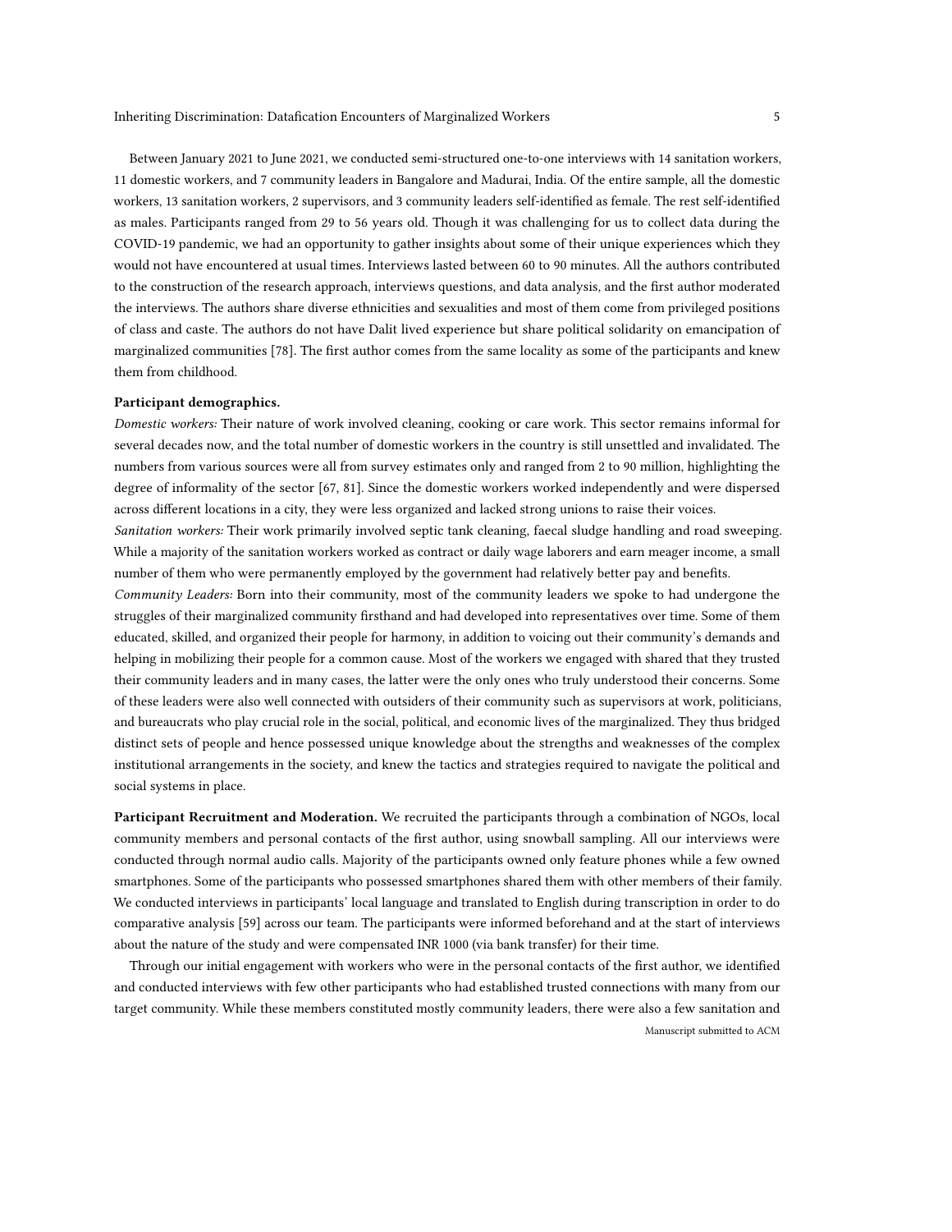Between January 2021 to June 2021, we conducted semi-structured one-to-one interviews with 14 sanitation workers, 11 domestic workers, and 7 community leaders in Bangalore and Madurai, India. Of the entire sample, all the domestic workers, 13 sanitation workers, 2 supervisors, and 3 community leaders self-identified as female. The rest self-identified as males. Participants ranged from 29 to 56 years old. Though it was challenging for us to collect data during the COVID-19 pandemic, we had an opportunity to gather insights about some of their unique experiences which they would not have encountered at usual times. Interviews lasted between 60 to 90 minutes. All the authors contributed to the construction of the research approach, interviews questions, and data analysis, and the first author moderated the interviews. The authors share diverse ethnicities and sexualities and most of them come from privileged positions of class and caste. The authors do not have Dalit lived experience but share political solidarity on emancipation of marginalized communities [78]. The first author comes from the same locality as some of the participants and knew them from childhood.

**Participant demographics.**

*Domestic workers:* Their nature of work involved cleaning, cooking or care work. This sector remains informal for several decades now, and the total number of domestic workers in the country is still unsettled and invalidated. The numbers from various sources were all from survey estimates only and ranged from 2 to 90 million, highlighting the degree of informality of the sector [67, 81]. Since the domestic workers worked independently and were dispersed across different locations in a city, they were less organized and lacked strong unions to raise their voices.

*Sanitation workers:* Their work primarily involved septic tank cleaning, faecal sludge handling and road sweeping. While a majority of the sanitation workers worked as contract or daily wage laborers and earn meager income, a small number of them who were permanently employed by the government had relatively better pay and benefits.

*Community Leaders:* Born into their community, most of the community leaders we spoke to had undergone the struggles of their marginalized community firsthand and had developed into representatives over time. Some of them educated, skilled, and organized their people for harmony, in addition to voicing out their community's demands and helping in mobilizing their people for a common cause. Most of the workers we engaged with shared that they trusted their community leaders and in many cases, the latter were the only ones who truly understood their concerns. Some of these leaders were also well connected with outsiders of their community such as supervisors at work, politicians, and bureaucrats who play crucial role in the social, political, and economic lives of the marginalized. They thus bridged distinct sets of people and hence possessed unique knowledge about the strengths and weaknesses of the complex institutional arrangements in the society, and knew the tactics and strategies required to navigate the political and social systems in place.

**Participant Recruitment and Moderation.** We recruited the participants through a combination of NGOs, local community members and personal contacts of the first author, using snowball sampling. All our interviews were conducted through normal audio calls. Majority of the participants owned only feature phones while a few owned smartphones. Some of the participants who possessed smartphones shared them with other members of their family. We conducted interviews in participants' local language and translated to English during transcription in order to do comparative analysis [59] across our team. The participants were informed beforehand and at the start of interviews about the nature of the study and were compensated INR 1000 (via bank transfer) for their time.

Through our initial engagement with workers who were in the personal contacts of the first author, we identified and conducted interviews with few other participants who had established trusted connections with many from our target community. While these members constituted mostly community leaders, there were also a few sanitation and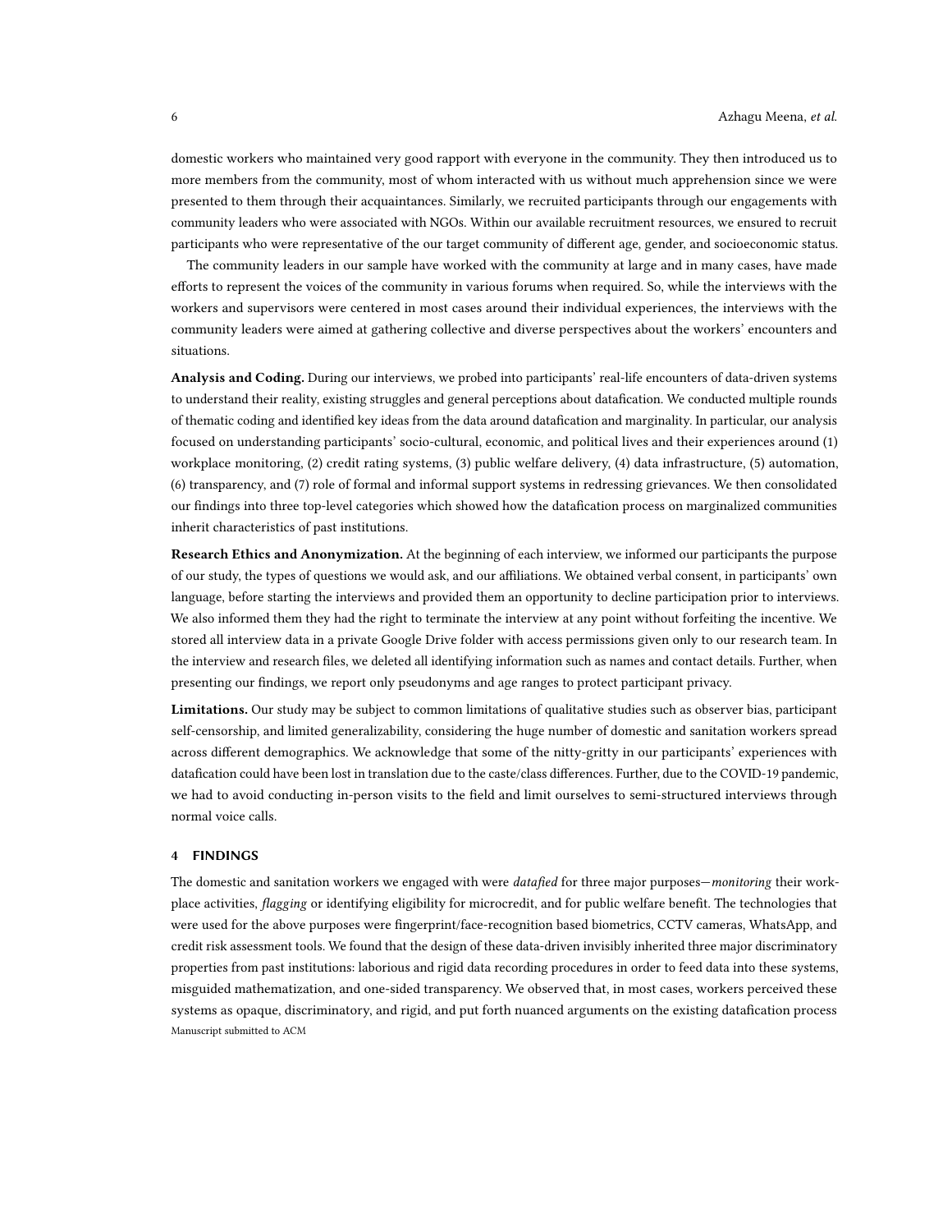domestic workers who maintained very good rapport with everyone in the community. They then introduced us to more members from the community, most of whom interacted with us without much apprehension since we were presented to them through their acquaintances. Similarly, we recruited participants through our engagements with community leaders who were associated with NGOs. Within our available recruitment resources, we ensured to recruit participants who were representative of the our target community of different age, gender, and socioeconomic status.

The community leaders in our sample have worked with the community at large and in many cases, have made efforts to represent the voices of the community in various forums when required. So, while the interviews with the workers and supervisors were centered in most cases around their individual experiences, the interviews with the community leaders were aimed at gathering collective and diverse perspectives about the workers' encounters and situations.

**Analysis and Coding.** During our interviews, we probed into participants' real-life encounters of data-driven systems to understand their reality, existing struggles and general perceptions about datafication. We conducted multiple rounds of thematic coding and identified key ideas from the data around datafication and marginality. In particular, our analysis focused on understanding participants' socio-cultural, economic, and political lives and their experiences around (1) workplace monitoring, (2) credit rating systems, (3) public welfare delivery, (4) data infrastructure, (5) automation, (6) transparency, and (7) role of formal and informal support systems in redressing grievances. We then consolidated our findings into three top-level categories which showed how the datafication process on marginalized communities inherit characteristics of past institutions.

**Research Ethics and Anonymization.** At the beginning of each interview, we informed our participants the purpose of our study, the types of questions we would ask, and our affiliations. We obtained verbal consent, in participants' own language, before starting the interviews and provided them an opportunity to decline participation prior to interviews. We also informed them they had the right to terminate the interview at any point without forfeiting the incentive. We stored all interview data in a private Google Drive folder with access permissions given only to our research team. In the interview and research files, we deleted all identifying information such as names and contact details. Further, when presenting our findings, we report only pseudonyms and age ranges to protect participant privacy.

**Limitations.** Our study may be subject to common limitations of qualitative studies such as observer bias, participant self-censorship, and limited generalizability, considering the huge number of domestic and sanitation workers spread across different demographics. We acknowledge that some of the nitty-gritty in our participants' experiences with datafication could have been lost in translation due to the caste/class differences. Further, due to the COVID-19 pandemic, we had to avoid conducting in-person visits to the field and limit ourselves to semi-structured interviews through normal voice calls.

## 4 FINDINGS

The domestic and sanitation workers we engaged with were *datafied* for three major purposes—*monitoring* their workplace activities, *flagging* or identifying eligibility for microcredit, and for public welfare benefit. The technologies that were used for the above purposes were fingerprint/face-recognition based biometrics, CCTV cameras, WhatsApp, and credit risk assessment tools. We found that the design of these data-driven invisibly inherited three major discriminatory properties from past institutions: laborious and rigid data recording procedures in order to feed data into these systems, misguided mathematization, and one-sided transparency. We observed that, in most cases, workers perceived these systems as opaque, discriminatory, and rigid, and put forth nuanced arguments on the existing datafication process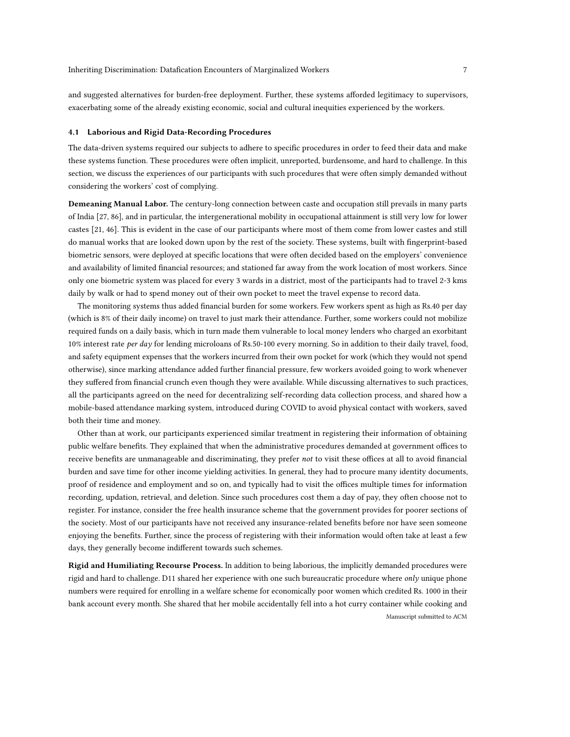and suggested alternatives for burden-free deployment. Further, these systems afforded legitimacy to supervisors, exacerbating some of the already existing economic, social and cultural inequities experienced by the workers.

### 4.1 Laborious and Rigid Data-Recording Procedures

The data-driven systems required our subjects to adhere to specific procedures in order to feed their data and make these systems function. These procedures were often implicit, unreported, burdensome, and hard to challenge. In this section, we discuss the experiences of our participants with such procedures that were often simply demanded without considering the workers' cost of complying.

**Demeaning Manual Labor.** The century-long connection between caste and occupation still prevails in many parts of India [27, 86], and in particular, the intergenerational mobility in occupational attainment is still very low for lower castes [21, 46]. This is evident in the case of our participants where most of them come from lower castes and still do manual works that are looked down upon by the rest of the society. These systems, built with fingerprint-based biometric sensors, were deployed at specific locations that were often decided based on the employers' convenience and availability of limited financial resources; and stationed far away from the work location of most workers. Since only one biometric system was placed for every 3 wards in a district, most of the participants had to travel 2-3 kms daily by walk or had to spend money out of their own pocket to meet the travel expense to record data.

The monitoring systems thus added financial burden for some workers. Few workers spent as high as Rs.40 per day (which is 8% of their daily income) on travel to just mark their attendance. Further, some workers could not mobilize required funds on a daily basis, which in turn made them vulnerable to local money lenders who charged an exorbitant 10% interest rate *per day* for lending microloans of Rs.50-100 every morning. So in addition to their daily travel, food, and safety equipment expenses that the workers incurred from their own pocket for work (which they would not spend otherwise), since marking attendance added further financial pressure, few workers avoided going to work whenever they suffered from financial crunch even though they were available. While discussing alternatives to such practices, all the participants agreed on the need for decentralizing self-recording data collection process, and shared how a mobile-based attendance marking system, introduced during COVID to avoid physical contact with workers, saved both their time and money.

Other than at work, our participants experienced similar treatment in registering their information of obtaining public welfare benefits. They explained that when the administrative procedures demanded at government offices to receive benefits are unmanageable and discriminating, they prefer *not* to visit these offices at all to avoid financial burden and save time for other income yielding activities. In general, they had to procure many identity documents, proof of residence and employment and so on, and typically had to visit the offices multiple times for information recording, updation, retrieval, and deletion. Since such procedures cost them a day of pay, they often choose not to register. For instance, consider the free health insurance scheme that the government provides for poorer sections of the society. Most of our participants have not received any insurance-related benefits before nor have seen someone enjoying the benefits. Further, since the process of registering with their information would often take at least a few days, they generally become indifferent towards such schemes.

**Rigid and Humiliating Recourse Process.** In addition to being laborious, the implicitly demanded procedures were rigid and hard to challenge. D11 shared her experience with one such bureaucratic procedure where *only* unique phone numbers were required for enrolling in a welfare scheme for economically poor women which credited Rs. 1000 in their bank account every month. She shared that her mobile accidentally fell into a hot curry container while cooking and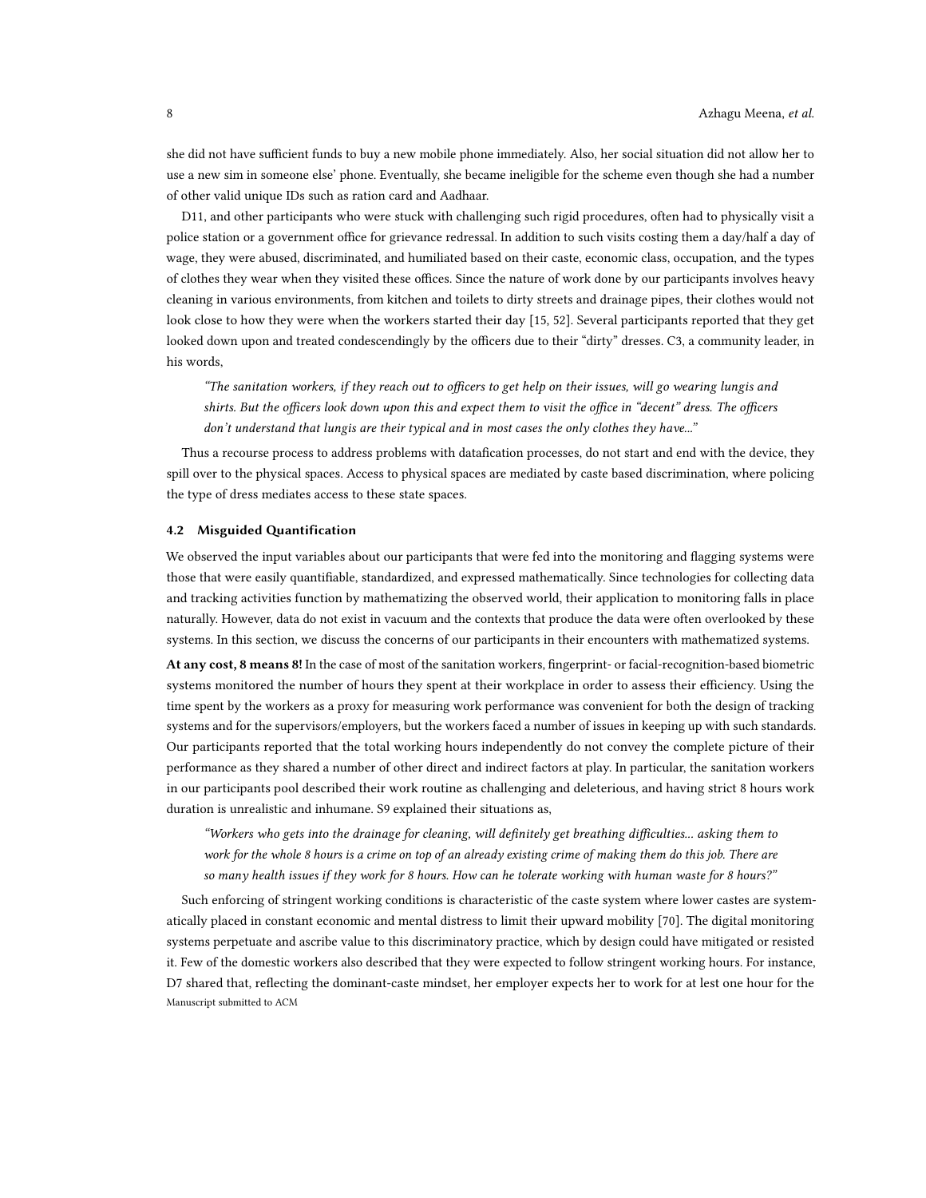she did not have sufficient funds to buy a new mobile phone immediately. Also, her social situation did not allow her to use a new sim in someone else' phone. Eventually, she became ineligible for the scheme even though she had a number of other valid unique IDs such as ration card and Aadhaar.

D11, and other participants who were stuck with challenging such rigid procedures, often had to physically visit a police station or a government office for grievance redressal. In addition to such visits costing them a day/half a day of wage, they were abused, discriminated, and humiliated based on their caste, economic class, occupation, and the types of clothes they wear when they visited these offices. Since the nature of work done by our participants involves heavy cleaning in various environments, from kitchen and toilets to dirty streets and drainage pipes, their clothes would not look close to how they were when the workers started their day [15, 52]. Several participants reported that they get looked down upon and treated condescendingly by the officers due to their "dirty" dresses. C3, a community leader, in his words,

> *"The sanitation workers, if they reach out to officers to get help on their issues, will go wearing lungis and shirts. But the officers look down upon this and expect them to visit the office in "decent" dress. The officers don't understand that lungis are their typical and in most cases the only clothes they have..."*

Thus a recourse process to address problems with datafication processes, do not start and end with the device, they spill over to the physical spaces. Access to physical spaces are mediated by caste based discrimination, where policing the type of dress mediates access to these state spaces.

### 4.2 Misguided Quantification

We observed the input variables about our participants that were fed into the monitoring and flagging systems were those that were easily quantifiable, standardized, and expressed mathematically. Since technologies for collecting data and tracking activities function by mathematizing the observed world, their application to monitoring falls in place naturally. However, data do not exist in vacuum and the contexts that produce the data were often overlooked by these systems. In this section, we discuss the concerns of our participants in their encounters with mathematized systems.

**At any cost, 8 means 8!** In the case of most of the sanitation workers, fingerprint- or facial-recognition-based biometric systems monitored the number of hours they spent at their workplace in order to assess their efficiency. Using the time spent by the workers as a proxy for measuring work performance was convenient for both the design of tracking systems and for the supervisors/employers, but the workers faced a number of issues in keeping up with such standards. Our participants reported that the total working hours independently do not convey the complete picture of their performance as they shared a number of other direct and indirect factors at play. In particular, the sanitation workers in our participants pool described their work routine as challenging and deleterious, and having strict 8 hours work duration is unrealistic and inhumane. S9 explained their situations as,

> *"Workers who gets into the drainage for cleaning, will definitely get breathing difficulties... asking them to work for the whole 8 hours is a crime on top of an already existing crime of making them do this job. There are so many health issues if they work for 8 hours. How can he tolerate working with human waste for 8 hours?"*

Such enforcing of stringent working conditions is characteristic of the caste system where lower castes are systematically placed in constant economic and mental distress to limit their upward mobility [70]. The digital monitoring systems perpetuate and ascribe value to this discriminatory practice, which by design could have mitigated or resisted it. Few of the domestic workers also described that they were expected to follow stringent working hours. For instance, D7 shared that, reflecting the dominant-caste mindset, her employer expects her to work for at lest one hour for the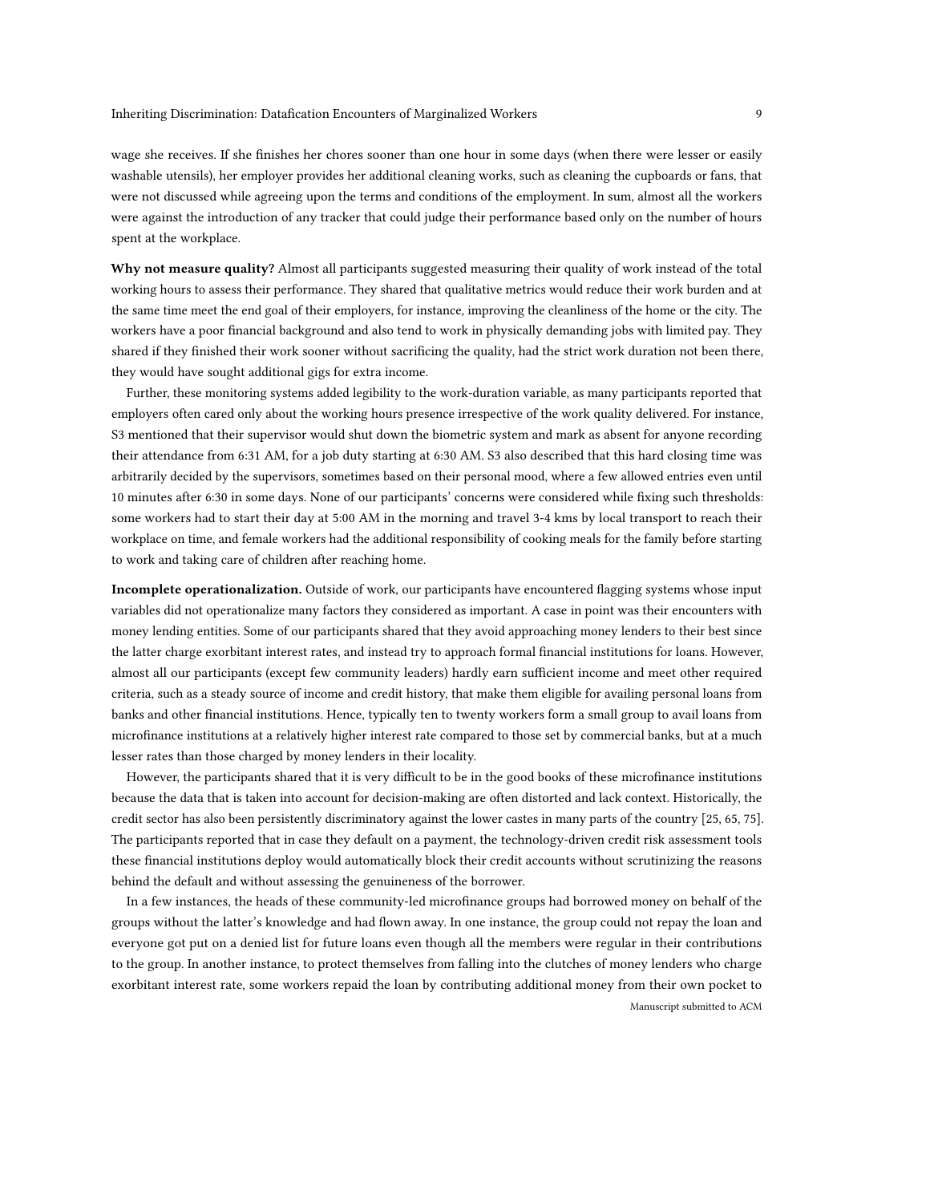wage she receives. If she finishes her chores sooner than one hour in some days (when there were lesser or easily washable utensils), her employer provides her additional cleaning works, such as cleaning the cupboards or fans, that were not discussed while agreeing upon the terms and conditions of the employment. In sum, almost all the workers were against the introduction of any tracker that could judge their performance based only on the number of hours spent at the workplace.

**Why not measure quality?** Almost all participants suggested measuring their quality of work instead of the total working hours to assess their performance. They shared that qualitative metrics would reduce their work burden and at the same time meet the end goal of their employers, for instance, improving the cleanliness of the home or the city. The workers have a poor financial background and also tend to work in physically demanding jobs with limited pay. They shared if they finished their work sooner without sacrificing the quality, had the strict work duration not been there, they would have sought additional gigs for extra income.

Further, these monitoring systems added legibility to the work-duration variable, as many participants reported that employers often cared only about the working hours presence irrespective of the work quality delivered. For instance, S3 mentioned that their supervisor would shut down the biometric system and mark as absent for anyone recording their attendance from 6:31 AM, for a job duty starting at 6:30 AM. S3 also described that this hard closing time was arbitrarily decided by the supervisors, sometimes based on their personal mood, where a few allowed entries even until 10 minutes after 6:30 in some days. None of our participants' concerns were considered while fixing such thresholds: some workers had to start their day at 5:00 AM in the morning and travel 3-4 kms by local transport to reach their workplace on time, and female workers had the additional responsibility of cooking meals for the family before starting to work and taking care of children after reaching home.

**Incomplete operationalization.** Outside of work, our participants have encountered flagging systems whose input variables did not operationalize many factors they considered as important. A case in point was their encounters with money lending entities. Some of our participants shared that they avoid approaching money lenders to their best since the latter charge exorbitant interest rates, and instead try to approach formal financial institutions for loans. However, almost all our participants (except few community leaders) hardly earn sufficient income and meet other required criteria, such as a steady source of income and credit history, that make them eligible for availing personal loans from banks and other financial institutions. Hence, typically ten to twenty workers form a small group to avail loans from microfinance institutions at a relatively higher interest rate compared to those set by commercial banks, but at a much lesser rates than those charged by money lenders in their locality.

However, the participants shared that it is very difficult to be in the good books of these microfinance institutions because the data that is taken into account for decision-making are often distorted and lack context. Historically, the credit sector has also been persistently discriminatory against the lower castes in many parts of the country [25, 65, 75]. The participants reported that in case they default on a payment, the technology-driven credit risk assessment tools these financial institutions deploy would automatically block their credit accounts without scrutinizing the reasons behind the default and without assessing the genuineness of the borrower.

In a few instances, the heads of these community-led microfinance groups had borrowed money on behalf of the groups without the latter's knowledge and had flown away. In one instance, the group could not repay the loan and everyone got put on a denied list for future loans even though all the members were regular in their contributions to the group. In another instance, to protect themselves from falling into the clutches of money lenders who charge exorbitant interest rate, some workers repaid the loan by contributing additional money from their own pocket to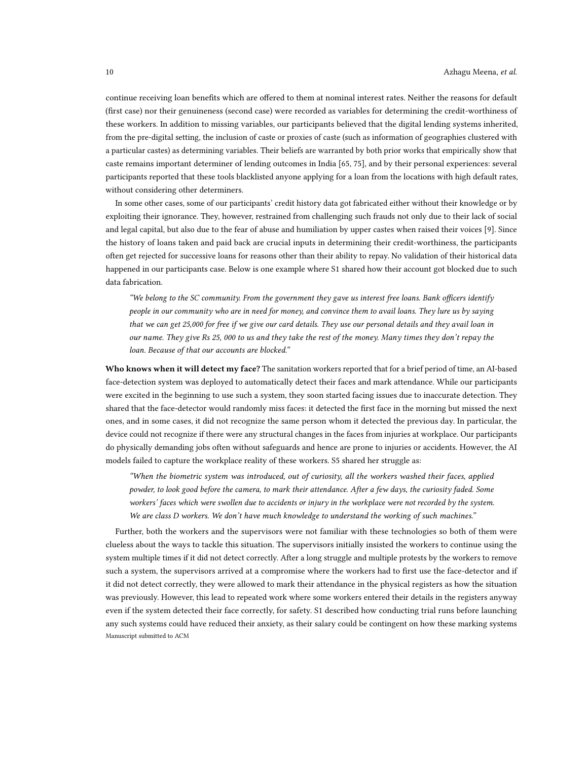continue receiving loan benefits which are offered to them at nominal interest rates. Neither the reasons for default (first case) nor their genuineness (second case) were recorded as variables for determining the credit-worthiness of these workers. In addition to missing variables, our participants believed that the digital lending systems inherited, from the pre-digital setting, the inclusion of caste or proxies of caste (such as information of geographies clustered with a particular castes) as determining variables. Their beliefs are warranted by both prior works that empirically show that caste remains important determiner of lending outcomes in India [65, 75], and by their personal experiences: several participants reported that these tools blacklisted anyone applying for a loan from the locations with high default rates, without considering other determiners.

In some other cases, some of our participants' credit history data got fabricated either without their knowledge or by exploiting their ignorance. They, however, restrained from challenging such frauds not only due to their lack of social and legal capital, but also due to the fear of abuse and humiliation by upper castes when raised their voices [9]. Since the history of loans taken and paid back are crucial inputs in determining their credit-worthiness, the participants often get rejected for successive loans for reasons other than their ability to repay. No validation of their historical data happened in our participants case. Below is one example where S1 shared how their account got blocked due to such data fabrication.

> *"We belong to the SC community. From the government they gave us interest free loans. Bank officers identify people in our community who are in need for money, and convince them to avail loans. They lure us by saying that we can get 25,000 for free if we give our card details. They use our personal details and they avail loan in our name. They give Rs 25, 000 to us and they take the rest of the money. Many times they don't repay the loan. Because of that our accounts are blocked."*

**Who knows when it will detect my face?** The sanitation workers reported that for a brief period of time, an AI-based face-detection system was deployed to automatically detect their faces and mark attendance. While our participants were excited in the beginning to use such a system, they soon started facing issues due to inaccurate detection. They shared that the face-detector would randomly miss faces: it detected the first face in the morning but missed the next ones, and in some cases, it did not recognize the same person whom it detected the previous day. In particular, the device could not recognize if there were any structural changes in the faces from injuries at workplace. Our participants do physically demanding jobs often without safeguards and hence are prone to injuries or accidents. However, the AI models failed to capture the workplace reality of these workers. S5 shared her struggle as:

> *"When the biometric system was introduced, out of curiosity, all the workers washed their faces, applied powder, to look good before the camera, to mark their attendance. After a few days, the curiosity faded. Some workers' faces which were swollen due to accidents or injury in the workplace were not recorded by the system. We are class D workers. We don't have much knowledge to understand the working of such machines."*

Further, both the workers and the supervisors were not familiar with these technologies so both of them were clueless about the ways to tackle this situation. The supervisors initially insisted the workers to continue using the system multiple times if it did not detect correctly. After a long struggle and multiple protests by the workers to remove such a system, the supervisors arrived at a compromise where the workers had to first use the face-detector and if it did not detect correctly, they were allowed to mark their attendance in the physical registers as how the situation was previously. However, this lead to repeated work where some workers entered their details in the registers anyway even if the system detected their face correctly, for safety. S1 described how conducting trial runs before launching any such systems could have reduced their anxiety, as their salary could be contingent on how these marking systems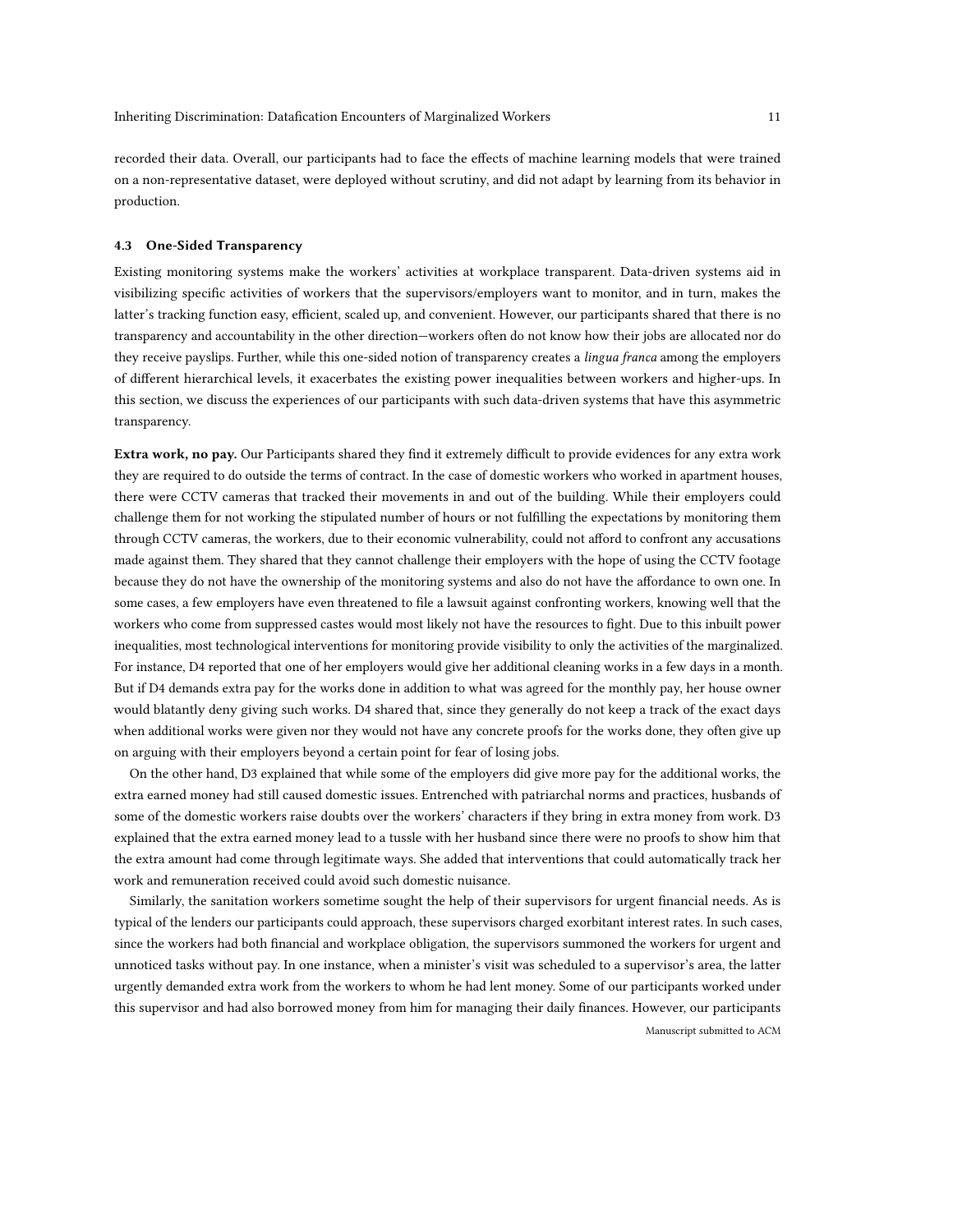recorded their data. Overall, our participants had to face the effects of machine learning models that were trained on a non-representative dataset, were deployed without scrutiny, and did not adapt by learning from its behavior in production.

### 4.3 One-Sided Transparency

Existing monitoring systems make the workers' activities at workplace transparent. Data-driven systems aid in visibilizing specific activities of workers that the supervisors/employers want to monitor, and in turn, makes the latter's tracking function easy, efficient, scaled up, and convenient. However, our participants shared that there is no transparency and accountability in the other direction—workers often do not know how their jobs are allocated nor do they receive payslips. Further, while this one-sided notion of transparency creates a *lingua franca* among the employers of different hierarchical levels, it exacerbates the existing power inequalities between workers and higher-ups. In this section, we discuss the experiences of our participants with such data-driven systems that have this asymmetric transparency.

**Extra work, no pay.** Our Participants shared they find it extremely difficult to provide evidences for any extra work they are required to do outside the terms of contract. In the case of domestic workers who worked in apartment houses, there were CCTV cameras that tracked their movements in and out of the building. While their employers could challenge them for not working the stipulated number of hours or not fulfilling the expectations by monitoring them through CCTV cameras, the workers, due to their economic vulnerability, could not afford to confront any accusations made against them. They shared that they cannot challenge their employers with the hope of using the CCTV footage because they do not have the ownership of the monitoring systems and also do not have the affordance to own one. In some cases, a few employers have even threatened to file a lawsuit against confronting workers, knowing well that the workers who come from suppressed castes would most likely not have the resources to fight. Due to this inbuilt power inequalities, most technological interventions for monitoring provide visibility to only the activities of the marginalized. For instance, D4 reported that one of her employers would give her additional cleaning works in a few days in a month. But if D4 demands extra pay for the works done in addition to what was agreed for the monthly pay, her house owner would blatantly deny giving such works. D4 shared that, since they generally do not keep a track of the exact days when additional works were given nor they would not have any concrete proofs for the works done, they often give up on arguing with their employers beyond a certain point for fear of losing jobs.

On the other hand, D3 explained that while some of the employers did give more pay for the additional works, the extra earned money had still caused domestic issues. Entrenched with patriarchal norms and practices, husbands of some of the domestic workers raise doubts over the workers' characters if they bring in extra money from work. D3 explained that the extra earned money lead to a tussle with her husband since there were no proofs to show him that the extra amount had come through legitimate ways. She added that interventions that could automatically track her work and remuneration received could avoid such domestic nuisance.

Similarly, the sanitation workers sometime sought the help of their supervisors for urgent financial needs. As is typical of the lenders our participants could approach, these supervisors charged exorbitant interest rates. In such cases, since the workers had both financial and workplace obligation, the supervisors summoned the workers for urgent and unnoticed tasks without pay. In one instance, when a minister's visit was scheduled to a supervisor's area, the latter urgently demanded extra work from the workers to whom he had lent money. Some of our participants worked under this supervisor and had also borrowed money from him for managing their daily finances. However, our participants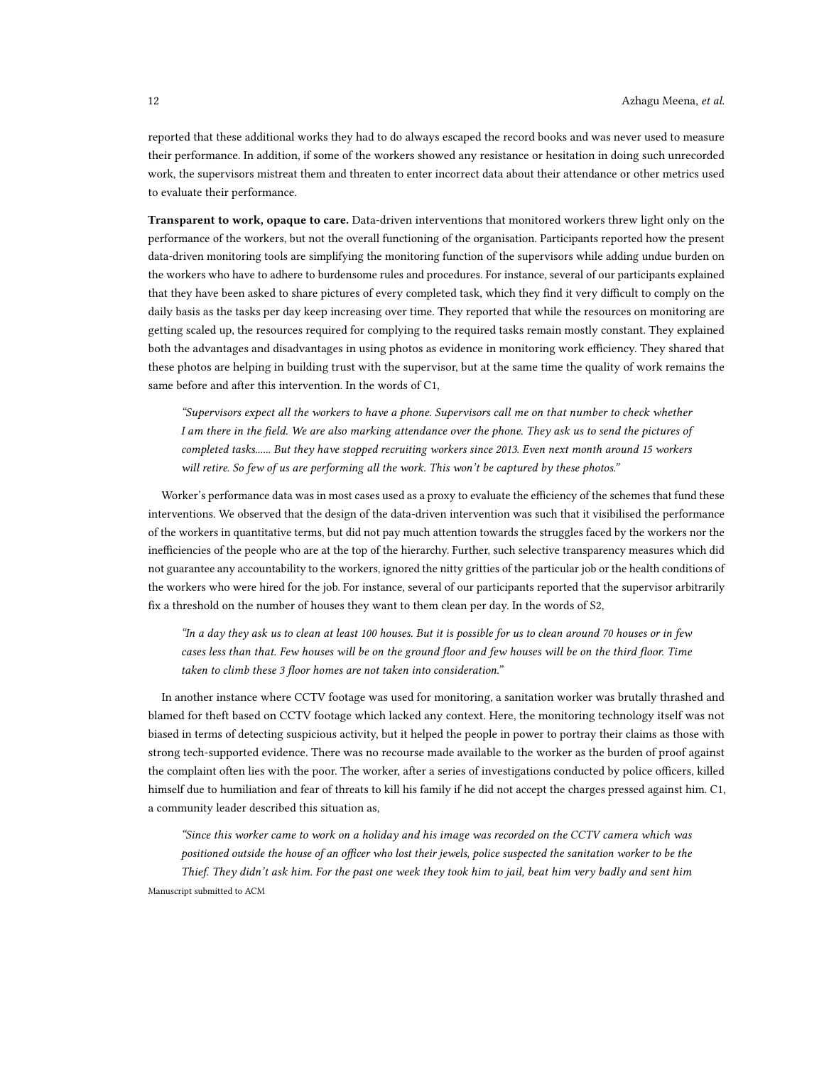reported that these additional works they had to do always escaped the record books and was never used to measure their performance. In addition, if some of the workers showed any resistance or hesitation in doing such unrecorded work, the supervisors mistreat them and threaten to enter incorrect data about their attendance or other metrics used to evaluate their performance.

**Transparent to work, opaque to care.** Data-driven interventions that monitored workers threw light only on the performance of the workers, but not the overall functioning of the organisation. Participants reported how the present data-driven monitoring tools are simplifying the monitoring function of the supervisors while adding undue burden on the workers who have to adhere to burdensome rules and procedures. For instance, several of our participants explained that they have been asked to share pictures of every completed task, which they find it very difficult to comply on the daily basis as the tasks per day keep increasing over time. They reported that while the resources on monitoring are getting scaled up, the resources required for complying to the required tasks remain mostly constant. They explained both the advantages and disadvantages in using photos as evidence in monitoring work efficiency. They shared that these photos are helping in building trust with the supervisor, but at the same time the quality of work remains the same before and after this intervention. In the words of C1,

> *"Supervisors expect all the workers to have a phone. Supervisors call me on that number to check whether I am there in the field. We are also marking attendance over the phone. They ask us to send the pictures of completed tasks...... But they have stopped recruiting workers since 2013. Even next month around 15 workers will retire. So few of us are performing all the work. This won't be captured by these photos."*

Worker's performance data was in most cases used as a proxy to evaluate the efficiency of the schemes that fund these interventions. We observed that the design of the data-driven intervention was such that it visibilised the performance of the workers in quantitative terms, but did not pay much attention towards the struggles faced by the workers nor the inefficiencies of the people who are at the top of the hierarchy. Further, such selective transparency measures which did not guarantee any accountability to the workers, ignored the nitty gritties of the particular job or the health conditions of the workers who were hired for the job. For instance, several of our participants reported that the supervisor arbitrarily fix a threshold on the number of houses they want to them clean per day. In the words of S2,

> *"In a day they ask us to clean at least 100 houses. But it is possible for us to clean around 70 houses or in few cases less than that. Few houses will be on the ground floor and few houses will be on the third floor. Time taken to climb these 3 floor homes are not taken into consideration."*

In another instance where CCTV footage was used for monitoring, a sanitation worker was brutally thrashed and blamed for theft based on CCTV footage which lacked any context. Here, the monitoring technology itself was not biased in terms of detecting suspicious activity, but it helped the people in power to portray their claims as those with strong tech-supported evidence. There was no recourse made available to the worker as the burden of proof against the complaint often lies with the poor. The worker, after a series of investigations conducted by police officers, killed himself due to humiliation and fear of threats to kill his family if he did not accept the charges pressed against him. C1, a community leader described this situation as,

> *"Since this worker came to work on a holiday and his image was recorded on the CCTV camera which was positioned outside the house of an officer who lost their jewels, police suspected the sanitation worker to be the Thief. They didn't ask him. For the past one week they took him to jail, beat him very badly and sent him*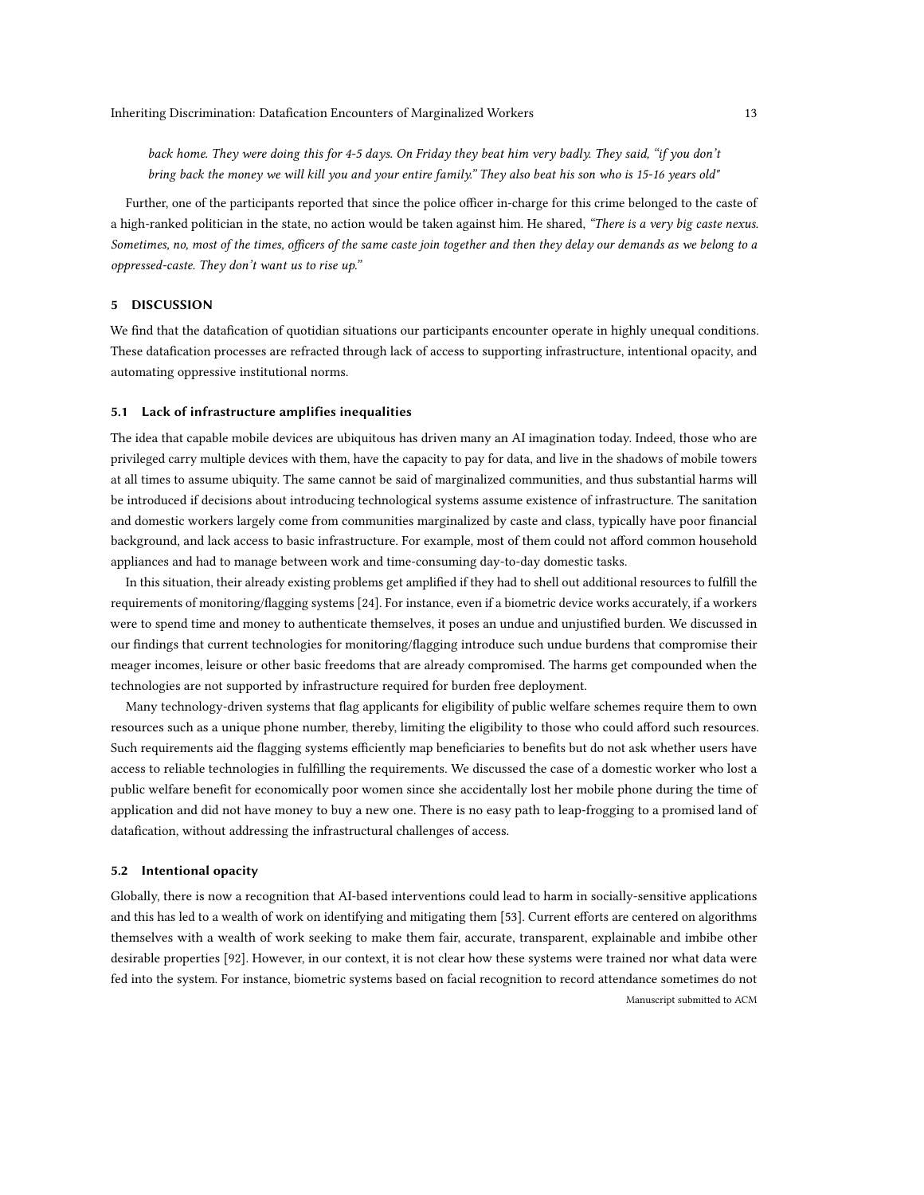*back home. They were doing this for 4-5 days. On Friday they beat him very badly. They said, "if you don't bring back the money we will kill you and your entire family." They also beat his son who is 15-16 years old"*

Further, one of the participants reported that since the police officer in-charge for this crime belonged to the caste of a high-ranked politician in the state, no action would be taken against him. He shared, *"There is a very big caste nexus. Sometimes, no, most of the times, officers of the same caste join together and then they delay our demands as we belong to a oppressed-caste. They don't want us to rise up."*

## 5 DISCUSSION

We find that the datafication of quotidian situations our participants encounter operate in highly unequal conditions. These datafication processes are refracted through lack of access to supporting infrastructure, intentional opacity, and automating oppressive institutional norms.

### 5.1 Lack of infrastructure amplifies inequalities

The idea that capable mobile devices are ubiquitous has driven many an AI imagination today. Indeed, those who are privileged carry multiple devices with them, have the capacity to pay for data, and live in the shadows of mobile towers at all times to assume ubiquity. The same cannot be said of marginalized communities, and thus substantial harms will be introduced if decisions about introducing technological systems assume existence of infrastructure. The sanitation and domestic workers largely come from communities marginalized by caste and class, typically have poor financial background, and lack access to basic infrastructure. For example, most of them could not afford common household appliances and had to manage between work and time-consuming day-to-day domestic tasks.

In this situation, their already existing problems get amplified if they had to shell out additional resources to fulfill the requirements of monitoring/flagging systems [24]. For instance, even if a biometric device works accurately, if a workers were to spend time and money to authenticate themselves, it poses an undue and unjustified burden. We discussed in our findings that current technologies for monitoring/flagging introduce such undue burdens that compromise their meager incomes, leisure or other basic freedoms that are already compromised. The harms get compounded when the technologies are not supported by infrastructure required for burden free deployment.

Many technology-driven systems that flag applicants for eligibility of public welfare schemes require them to own resources such as a unique phone number, thereby, limiting the eligibility to those who could afford such resources. Such requirements aid the flagging systems efficiently map beneficiaries to benefits but do not ask whether users have access to reliable technologies in fulfilling the requirements. We discussed the case of a domestic worker who lost a public welfare benefit for economically poor women since she accidentally lost her mobile phone during the time of application and did not have money to buy a new one. There is no easy path to leap-frogging to a promised land of datafication, without addressing the infrastructural challenges of access.

### 5.2 Intentional opacity

Globally, there is now a recognition that AI-based interventions could lead to harm in socially-sensitive applications and this has led to a wealth of work on identifying and mitigating them [53]. Current efforts are centered on algorithms themselves with a wealth of work seeking to make them fair, accurate, transparent, explainable and imbibe other desirable properties [92]. However, in our context, it is not clear how these systems were trained nor what data were fed into the system. For instance, biometric systems based on facial recognition to record attendance sometimes do not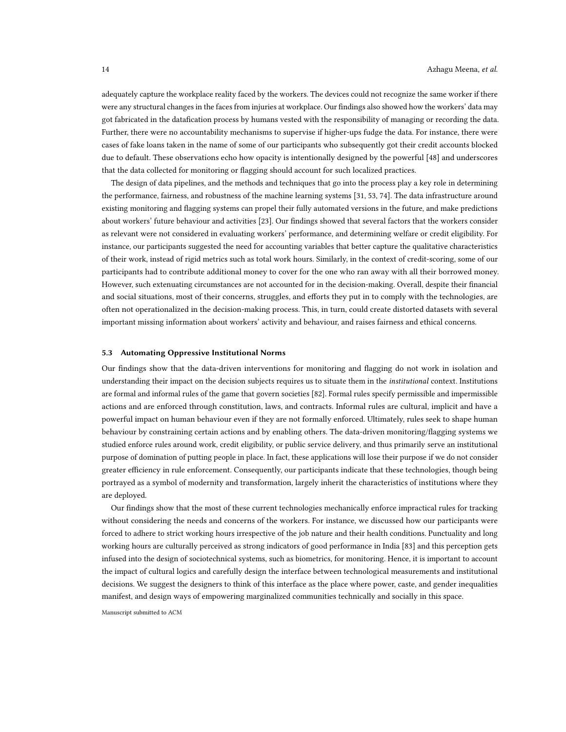adequately capture the workplace reality faced by the workers. The devices could not recognize the same worker if there were any structural changes in the faces from injuries at workplace. Our findings also showed how the workers' data may got fabricated in the datafication process by humans vested with the responsibility of managing or recording the data. Further, there were no accountability mechanisms to supervise if higher-ups fudge the data. For instance, there were cases of fake loans taken in the name of some of our participants who subsequently got their credit accounts blocked due to default. These observations echo how opacity is intentionally designed by the powerful [48] and underscores that the data collected for monitoring or flagging should account for such localized practices.

The design of data pipelines, and the methods and techniques that go into the process play a key role in determining the performance, fairness, and robustness of the machine learning systems [31, 53, 74]. The data infrastructure around existing monitoring and flagging systems can propel their fully automated versions in the future, and make predictions about workers' future behaviour and activities [23]. Our findings showed that several factors that the workers consider as relevant were not considered in evaluating workers' performance, and determining welfare or credit eligibility. For instance, our participants suggested the need for accounting variables that better capture the qualitative characteristics of their work, instead of rigid metrics such as total work hours. Similarly, in the context of credit-scoring, some of our participants had to contribute additional money to cover for the one who ran away with all their borrowed money. However, such extenuating circumstances are not accounted for in the decision-making. Overall, despite their financial and social situations, most of their concerns, struggles, and efforts they put in to comply with the technologies, are often not operationalized in the decision-making process. This, in turn, could create distorted datasets with several important missing information about workers' activity and behaviour, and raises fairness and ethical concerns.

### 5.3 Automating Oppressive Institutional Norms

Our findings show that the data-driven interventions for monitoring and flagging do not work in isolation and understanding their impact on the decision subjects requires us to situate them in the *institutional* context. Institutions are formal and informal rules of the game that govern societies [82]. Formal rules specify permissible and impermissible actions and are enforced through constitution, laws, and contracts. Informal rules are cultural, implicit and have a powerful impact on human behaviour even if they are not formally enforced. Ultimately, rules seek to shape human behaviour by constraining certain actions and by enabling others. The data-driven monitoring/flagging systems we studied enforce rules around work, credit eligibility, or public service delivery, and thus primarily serve an institutional purpose of domination of putting people in place. In fact, these applications will lose their purpose if we do not consider greater efficiency in rule enforcement. Consequently, our participants indicate that these technologies, though being portrayed as a symbol of modernity and transformation, largely inherit the characteristics of institutions where they are deployed.

Our findings show that the most of these current technologies mechanically enforce impractical rules for tracking without considering the needs and concerns of the workers. For instance, we discussed how our participants were forced to adhere to strict working hours irrespective of the job nature and their health conditions. Punctuality and long working hours are culturally perceived as strong indicators of good performance in India [83] and this perception gets infused into the design of sociotechnical systems, such as biometrics, for monitoring. Hence, it is important to account the impact of cultural logics and carefully design the interface between technological measurements and institutional decisions. We suggest the designers to think of this interface as the place where power, caste, and gender inequalities manifest, and design ways of empowering marginalized communities technically and socially in this space.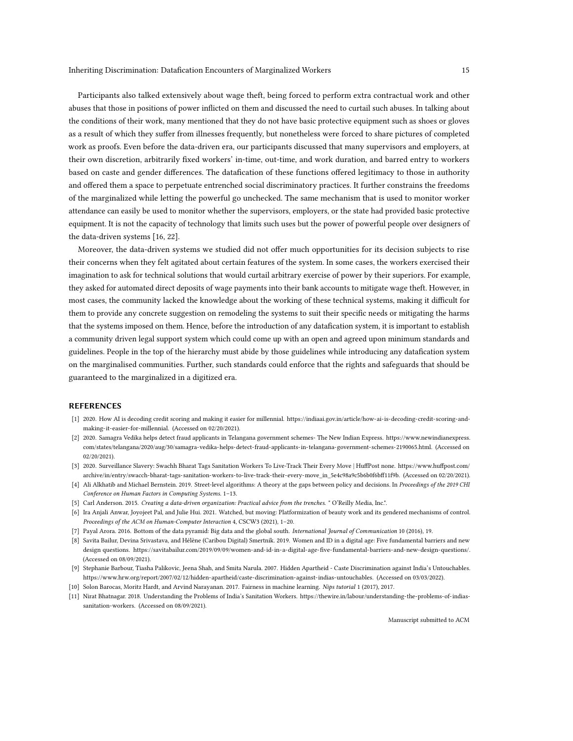Participants also talked extensively about wage theft, being forced to perform extra contractual work and other abuses that those in positions of power inflicted on them and discussed the need to curtail such abuses. In talking about the conditions of their work, many mentioned that they do not have basic protective equipment such as shoes or gloves as a result of which they suffer from illnesses frequently, but nonetheless were forced to share pictures of completed work as proofs. Even before the data-driven era, our participants discussed that many supervisors and employers, at their own discretion, arbitrarily fixed workers' in-time, out-time, and work duration, and barred entry to workers based on caste and gender differences. The datafication of these functions offered legitimacy to those in authority and offered them a space to perpetuate entrenched social discriminatory practices. It further constrains the freedoms of the marginalized while letting the powerful go unchecked. The same mechanism that is used to monitor worker attendance can easily be used to monitor whether the supervisors, employers, or the state had provided basic protective equipment. It is not the capacity of technology that limits such uses but the power of powerful people over designers of the data-driven systems [16, 22].

Moreover, the data-driven systems we studied did not offer much opportunities for its decision subjects to rise their concerns when they felt agitated about certain features of the system. In some cases, the workers exercised their imagination to ask for technical solutions that would curtail arbitrary exercise of power by their superiors. For example, they asked for automated direct deposits of wage payments into their bank accounts to mitigate wage theft. However, in most cases, the community lacked the knowledge about the working of these technical systems, making it difficult for them to provide any concrete suggestion on remodeling the systems to suit their specific needs or mitigating the harms that the systems imposed on them. Hence, before the introduction of any datafication system, it is important to establish a community driven legal support system which could come up with an open and agreed upon minimum standards and guidelines. People in the top of the hierarchy must abide by those guidelines while introducing any datafication system on the marginalised communities. Further, such standards could enforce that the rights and safeguards that should be guaranteed to the marginalized in a digitized era.

## REFERENCES

- [1] 2020. How AI is decoding credit scoring and making it easier for millennial. https://indiaai.gov.in/article/how-ai-is-decoding-credit-scoring-and-making-it-easier-for-millennial. (Accessed on 02/20/2021).
- [2] 2020. Samagra Vedika helps detect fraud applicants in Telangana government schemes- The New Indian Express. https://www.newindianexpress.com/states/telangana/2020/aug/30/samagra-vedika-helps-detect-fraud-applicants-in-telangana-government-schemes-2190065.html. (Accessed on 02/20/2021).
- [3] 2020. Surveillance Slavery: Swachh Bharat Tags Sanitation Workers To Live-Track Their Every Move | HuffPost none. https://www.huffpost.com/archive/in/entry/swacch-bharat-tags-sanitation-workers-to-live-track-their-every-move_in_5e4c98a9c5b6b0f6bff11f9b. (Accessed on 02/20/2021).
- [4] Ali Alkhatib and Michael Bernstein. 2019. Street-level algorithms: A theory at the gaps between policy and decisions. In *Proceedings of the 2019 CHI Conference on Human Factors in Computing Systems*. 1–13.
- [5] Carl Anderson. 2015. *Creating a data-driven organization: Practical advice from the trenches*. " O'Reilly Media, Inc.".
- [6] Ira Anjali Anwar, Joyojeet Pal, and Julie Hui. 2021. Watched, but moving: Platformization of beauty work and its gendered mechanisms of control. *Proceedings of the ACM on Human-Computer Interaction* 4, CSCW3 (2021), 1–20.
- [7] Payal Arora. 2016. Bottom of the data pyramid: Big data and the global south. *International Journal of Communication* 10 (2016), 19.
- [8] Savita Bailur, Devina Srivastava, and Hélène (Caribou Digital) Smertnik. 2019. Women and ID in a digital age: Five fundamental barriers and new design questions. https://savitabailur.com/2019/09/09/women-and-id-in-a-digital-age-five-fundamental-barriers-and-new-design-questions/. (Accessed on 08/09/2021).
- [9] Stephanie Barbour, Tiasha Palikovic, Jeena Shah, and Smita Narula. 2007. Hidden Apartheid - Caste Discrimination against India's Untouchables. https://www.hrw.org/report/2007/02/12/hidden-apartheid/caste-discrimination-against-indias-untouchables. (Accessed on 03/03/2022).
- [10] Solon Barocas, Moritz Hardt, and Arvind Narayanan. 2017. Fairness in machine learning. *Nips tutorial* 1 (2017), 2017.
- [11] Nirat Bhatnagar. 2018. Understanding the Problems of India's Sanitation Workers. https://thewire.in/labour/understanding-the-problems-of-indias-sanitation-workers. (Accessed on 08/09/2021).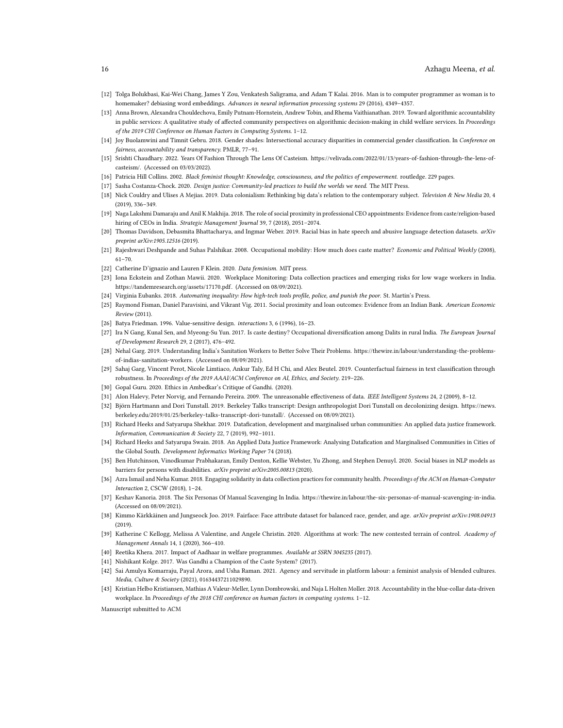[12] Tolga Bolukbasi, Kai-Wei Chang, James Y Zou, Venkatesh Saligrama, and Adam T Kalai. 2016. Man is to computer programmer as woman is to homemaker? debiasing word embeddings. *Advances in neural information processing systems* 29 (2016), 4349–4357.

[13] Anna Brown, Alexandra Chouldechova, Emily Putnam-Hornstein, Andrew Tobin, and Rhema Vaithianathan. 2019. Toward algorithmic accountability in public services: A qualitative study of affected community perspectives on algorithmic decision-making in child welfare services. In *Proceedings of the 2019 CHI Conference on Human Factors in Computing Systems*. 1–12.

[14] Joy Buolamwini and Timnit Gebru. 2018. Gender shades: Intersectional accuracy disparities in commercial gender classification. In *Conference on fairness, accountability and transparency*. PMLR, 77–91.

[15] Srishti Chaudhary. 2022. Years Of Fashion Through The Lens Of Casteism. https://velivada.com/2022/01/13/years-of-fashion-through-the-lens-of-casteism/. (Accessed on 03/03/2022).

[16] Patricia Hill Collins. 2002. *Black feminist thought: Knowledge, consciousness, and the politics of empowerment*. routledge. 229 pages.

[17] Sasha Costanza-Chock. 2020. *Design justice: Community-led practices to build the worlds we need*. The MIT Press.

[18] Nick Couldry and Ulises A Mejias. 2019. Data colonialism: Rethinking big data's relation to the contemporary subject. *Television & New Media* 20, 4 (2019), 336–349.

[19] Naga Lakshmi Damaraju and Anil K Makhija. 2018. The role of social proximity in professional CEO appointments: Evidence from caste/religion-based hiring of CEOs in India. *Strategic Management Journal* 39, 7 (2018), 2051–2074.

[20] Thomas Davidson, Debasmita Bhattacharya, and Ingmar Weber. 2019. Racial bias in hate speech and abusive language detection datasets. *arXiv preprint arXiv:1905.12516* (2019).

[21] Rajeshwari Deshpande and Suhas Palshikar. 2008. Occupational mobility: How much does caste matter? *Economic and Political Weekly* (2008), 61–70.

[22] Catherine D'ignazio and Lauren F Klein. 2020. *Data feminism*. MIT press.

[23] Iona Eckstein and Zothan Mawii. 2020. Workplace Monitoring: Data collection practices and emerging risks for low wage workers in India. https://tandemresearch.org/assets/17170.pdf. (Accessed on 08/09/2021).

[24] Virginia Eubanks. 2018. *Automating inequality: How high-tech tools profile, police, and punish the poor*. St. Martin's Press.

[25] Raymond Fisman, Daniel Paravisini, and Vikrant Vig. 2011. Social proximity and loan outcomes: Evidence from an Indian Bank. *American Economic Review* (2011).

[26] Batya Friedman. 1996. Value-sensitive design. *interactions* 3, 6 (1996), 16–23.

[27] Ira N Gang, Kunal Sen, and Myeong-Su Yun. 2017. Is caste destiny? Occupational diversification among Dalits in rural India. *The European Journal of Development Research* 29, 2 (2017), 476–492.

[28] Nehal Garg. 2019. Understanding India's Sanitation Workers to Better Solve Their Problems. https://thewire.in/labour/understanding-the-problems-of-indias-sanitation-workers. (Accessed on 08/09/2021).

[29] Sahaj Garg, Vincent Perot, Nicole Limtiaco, Ankur Taly, Ed H Chi, and Alex Beutel. 2019. Counterfactual fairness in text classification through robustness. In *Proceedings of the 2019 AAAI/ACM Conference on AI, Ethics, and Society*. 219–226.

[30] Gopal Guru. 2020. Ethics in Ambedkar's Critique of Gandhi. (2020).

[31] Alon Halevy, Peter Norvig, and Fernando Pereira. 2009. The unreasonable effectiveness of data. *IEEE Intelligent Systems* 24, 2 (2009), 8–12.

[32] Björn Hartmann and Dori Tunstall. 2019. Berkeley Talks transcript: Design anthropologist Dori Tunstall on decolonizing design. https://news.berkeley.edu/2019/01/25/berkeley-talks-transcript-dori-tunstall/. (Accessed on 08/09/2021).

[33] Richard Heeks and Satyarupa Shekhar. 2019. Datafication, development and marginalised urban communities: An applied data justice framework. *Information, Communication & Society* 22, 7 (2019), 992–1011.

[34] Richard Heeks and Satyarupa Swain. 2018. An Applied Data Justice Framework: Analysing Datafication and Marginalised Communities in Cities of the Global South. *Development Informatics Working Paper* 74 (2018).

[35] Ben Hutchinson, Vinodkumar Prabhakaran, Emily Denton, Kellie Webster, Yu Zhong, and Stephen Denuyl. 2020. Social biases in NLP models as barriers for persons with disabilities. *arXiv preprint arXiv:2005.00813* (2020).

[36] Azra Ismail and Neha Kumar. 2018. Engaging solidarity in data collection practices for community health. *Proceedings of the ACM on Human-Computer Interaction* 2, CSCW (2018), 1–24.

[37] Keshav Kanoria. 2018. The Six Personas Of Manual Scavenging In India. https://thewire.in/labour/the-six-personas-of-manual-scavenging-in-india. (Accessed on 08/09/2021).

[38] Kimmo Kärkkäinen and Jungseock Joo. 2019. Fairface: Face attribute dataset for balanced race, gender, and age. *arXiv preprint arXiv:1908.04913* (2019).

[39] Katherine C Kellogg, Melissa A Valentine, and Angele Christin. 2020. Algorithms at work: The new contested terrain of control. *Academy of Management Annals* 14, 1 (2020), 366–410.

[40] Reetika Khera. 2017. Impact of Aadhaar in welfare programmes. *Available at SSRN 3045235* (2017).

[41] Nishikant Kolge. 2017. Was Gandhi a Champion of the Caste System? (2017).

[42] Sai Amulya Komarraju, Payal Arora, and Usha Raman. 2021. Agency and servitude in platform labour: a feminist analysis of blended cultures. *Media, Culture & Society* (2021), 01634437211029890.

[43] Kristian Helbo Kristiansen, Mathias A Valeur-Meller, Lynn Dombrowski, and Naja L Holten Moller. 2018. Accountability in the blue-collar data-driven workplace. In *Proceedings of the 2018 CHI conference on human factors in computing systems*. 1–12.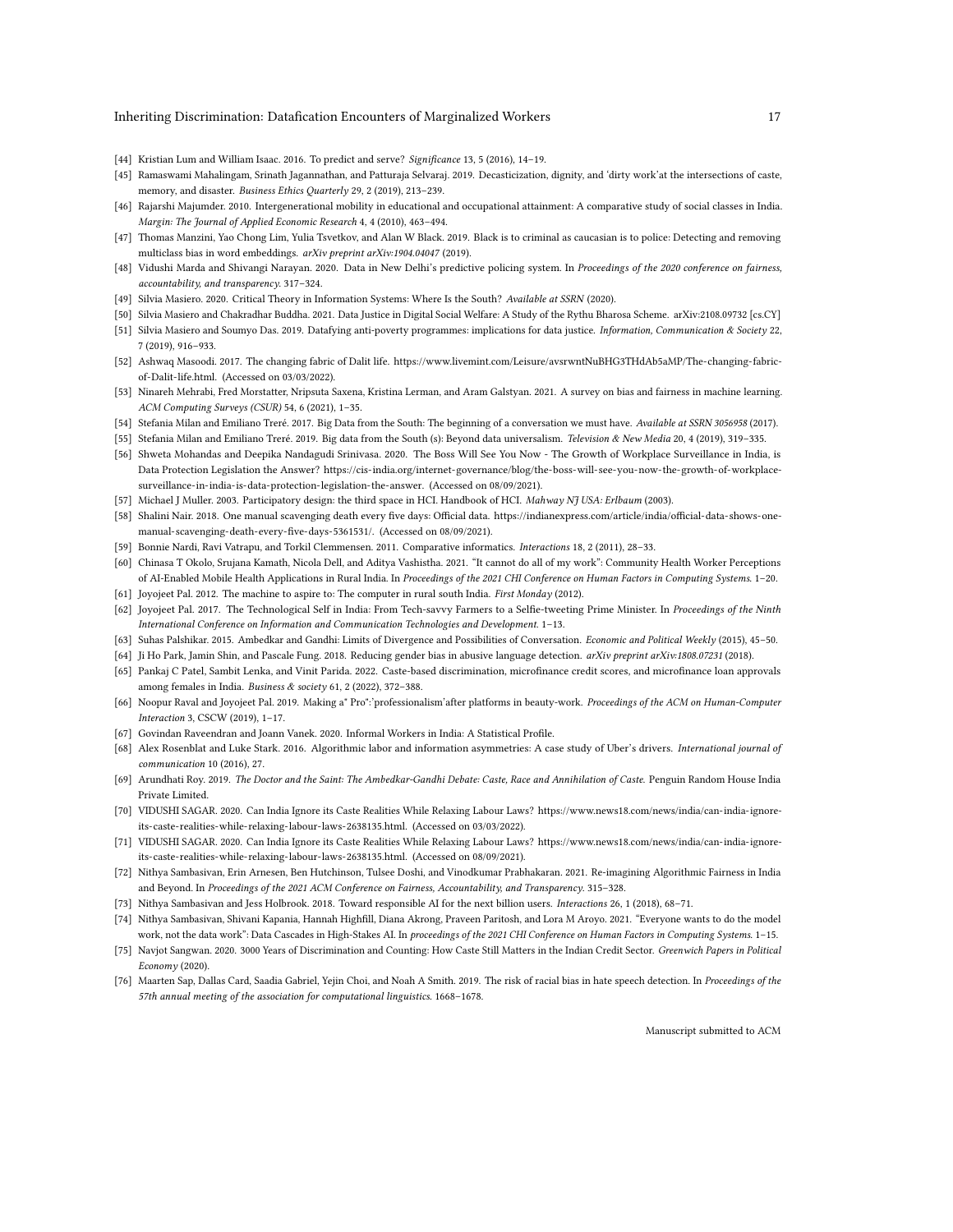[44] Kristian Lum and William Isaac. 2016. To predict and serve? *Significance* 13, 5 (2016), 14–19.

[45] Ramaswami Mahalingam, Srinath Jagannathan, and Patturaja Selvaraj. 2019. Decasticization, dignity, and 'dirty work'at the intersections of caste, memory, and disaster. *Business Ethics Quarterly* 29, 2 (2019), 213–239.

[46] Rajarshi Majumder. 2010. Intergenerational mobility in educational and occupational attainment: A comparative study of social classes in India. *Margin: The Journal of Applied Economic Research* 4, 4 (2010), 463–494.

[47] Thomas Manzini, Yao Chong Lim, Yulia Tsvetkov, and Alan W Black. 2019. Black is to criminal as caucasian is to police: Detecting and removing multiclass bias in word embeddings. *arXiv preprint arXiv:1904.04047* (2019).

[48] Vidushi Marda and Shivangi Narayan. 2020. Data in New Delhi's predictive policing system. In *Proceedings of the 2020 conference on fairness, accountability, and transparency*. 317–324.

[49] Silvia Masiero. 2020. Critical Theory in Information Systems: Where Is the South? *Available at SSRN* (2020).

[50] Silvia Masiero and Chakradhar Buddha. 2021. Data Justice in Digital Social Welfare: A Study of the Rythu Bharosa Scheme. arXiv:2108.09732 [cs.CY]

[51] Silvia Masiero and Soumyo Das. 2019. Datafying anti-poverty programmes: implications for data justice. *Information, Communication & Society* 22, 7 (2019), 916–933.

[52] Ashwaq Masoodi. 2017. The changing fabric of Dalit life. https://www.livemint.com/Leisure/avsrwntNuBHG3THdAb5aMP/The-changing-fabric-of-Dalit-life.html. (Accessed on 03/03/2022).

[53] Ninareh Mehrabi, Fred Morstatter, Nripsuta Saxena, Kristina Lerman, and Aram Galstyan. 2021. A survey on bias and fairness in machine learning. *ACM Computing Surveys (CSUR)* 54, 6 (2021), 1–35.

[54] Stefania Milan and Emiliano Treré. 2017. Big Data from the South: The beginning of a conversation we must have. *Available at SSRN 3056958* (2017).

[55] Stefania Milan and Emiliano Treré. 2019. Big data from the South (s): Beyond data universalism. *Television & New Media* 20, 4 (2019), 319–335.

[56] Shweta Mohandas and Deepika Nandagudi Srinivasa. 2020. The Boss Will See You Now - The Growth of Workplace Surveillance in India, is Data Protection Legislation the Answer? https://cis-india.org/internet-governance/blog/the-boss-will-see-you-now-the-growth-of-workplace-surveillance-in-india-is-data-protection-legislation-the-answer. (Accessed on 08/09/2021).

[57] Michael J Muller. 2003. Participatory design: the third space in HCI. Handbook of HCI. *Mahway NJ USA: Erlbaum* (2003).

[58] Shalini Nair. 2018. One manual scavenging death every five days: Official data. https://indianexpress.com/article/india/official-data-shows-one-manual-scavenging-death-every-five-days-5361531/. (Accessed on 08/09/2021).

[59] Bonnie Nardi, Ravi Vatrapu, and Torkil Clemmensen. 2011. Comparative informatics. *Interactions* 18, 2 (2011), 28–33.

[60] Chinasa T Okolo, Srujana Kamath, Nicola Dell, and Aditya Vashistha. 2021. "It cannot do all of my work": Community Health Worker Perceptions of AI-Enabled Mobile Health Applications in Rural India. In *Proceedings of the 2021 CHI Conference on Human Factors in Computing Systems*. 1–20.

[61] Joyojeet Pal. 2012. The machine to aspire to: The computer in rural south India. *First Monday* (2012).

[62] Joyojeet Pal. 2017. The Technological Self in India: From Tech-savvy Farmers to a Selfie-tweeting Prime Minister. In *Proceedings of the Ninth International Conference on Information and Communication Technologies and Development*. 1–13.

[63] Suhas Palshikar. 2015. Ambedkar and Gandhi: Limits of Divergence and Possibilities of Conversation. *Economic and Political Weekly* (2015), 45–50.

[64] Ji Ho Park, Jamin Shin, and Pascale Fung. 2018. Reducing gender bias in abusive language detection. *arXiv preprint arXiv:1808.07231* (2018).

[65] Pankaj C Patel, Sambit Lenka, and Vinit Parida. 2022. Caste-based discrimination, microfinance credit scores, and microfinance loan approvals among females in India. *Business & society* 61, 2 (2022), 372–388.

[66] Noopur Raval and Joyojeet Pal. 2019. Making a" Pro":'professionalism'after platforms in beauty-work. *Proceedings of the ACM on Human-Computer Interaction* 3, CSCW (2019), 1–17.

[67] Govindan Raveendran and Joann Vanek. 2020. Informal Workers in India: A Statistical Profile.

[68] Alex Rosenblat and Luke Stark. 2016. Algorithmic labor and information asymmetries: A case study of Uber's drivers. *International journal of communication* 10 (2016), 27.

[69] Arundhati Roy. 2019. *The Doctor and the Saint: The Ambedkar-Gandhi Debate: Caste, Race and Annihilation of Caste*. Penguin Random House India Private Limited.

[70] VIDUSHI SAGAR. 2020. Can India Ignore its Caste Realities While Relaxing Labour Laws? https://www.news18.com/news/india/can-india-ignore-its-caste-realities-while-relaxing-labour-laws-2638135.html. (Accessed on 03/03/2022).

[71] VIDUSHI SAGAR. 2020. Can India Ignore its Caste Realities While Relaxing Labour Laws? https://www.news18.com/news/india/can-india-ignore-its-caste-realities-while-relaxing-labour-laws-2638135.html. (Accessed on 08/09/2021).

[72] Nithya Sambasivan, Erin Arnesen, Ben Hutchinson, Tulsee Doshi, and Vinodkumar Prabhakaran. 2021. Re-imagining Algorithmic Fairness in India and Beyond. In *Proceedings of the 2021 ACM Conference on Fairness, Accountability, and Transparency*. 315–328.

[73] Nithya Sambasivan and Jess Holbrook. 2018. Toward responsible AI for the next billion users. *Interactions* 26, 1 (2018), 68–71.

[74] Nithya Sambasivan, Shivani Kapania, Hannah Highfill, Diana Akrong, Praveen Paritosh, and Lora M Aroyo. 2021. "Everyone wants to do the model work, not the data work": Data Cascades in High-Stakes AI. In *proceedings of the 2021 CHI Conference on Human Factors in Computing Systems*. 1–15.

[75] Navjot Sangwan. 2020. 3000 Years of Discrimination and Counting: How Caste Still Matters in the Indian Credit Sector. *Greenwich Papers in Political Economy* (2020).

[76] Maarten Sap, Dallas Card, Saadia Gabriel, Yejin Choi, and Noah A Smith. 2019. The risk of racial bias in hate speech detection. In *Proceedings of the 57th annual meeting of the association for computational linguistics*. 1668–1678.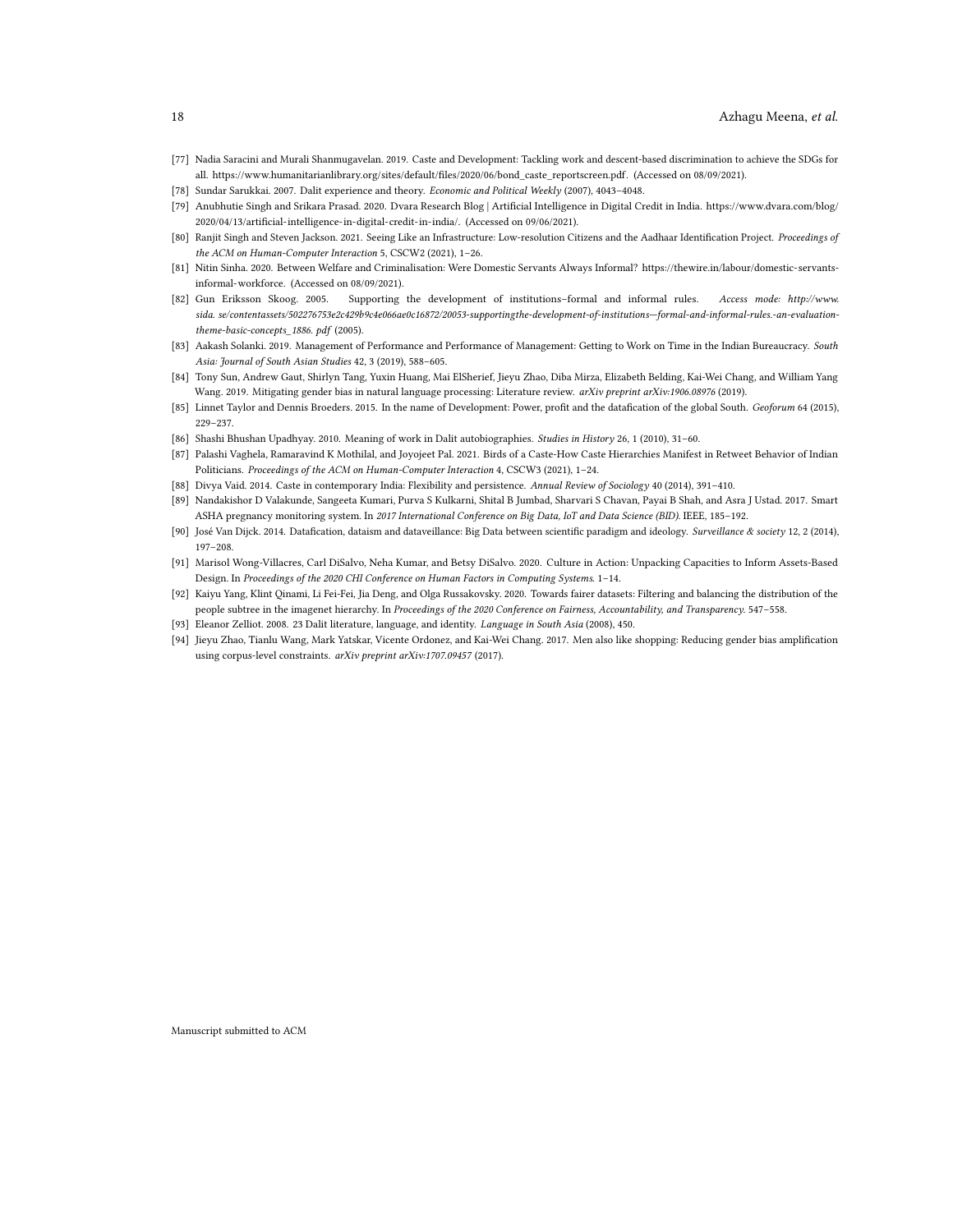[77] Nadia Saracini and Murali Shanmugavelan. 2019. Caste and Development: Tackling work and descent-based discrimination to achieve the SDGs for all. https://www.humanitarianlibrary.org/sites/default/files/2020/06/bond_caste_reportscreen.pdf. (Accessed on 08/09/2021).

[78] Sundar Sarukkai. 2007. Dalit experience and theory. *Economic and Political Weekly* (2007), 4043–4048.

[79] Anubhutie Singh and Srikara Prasad. 2020. Dvara Research Blog | Artificial Intelligence in Digital Credit in India. https://www.dvara.com/blog/2020/04/13/artificial-intelligence-in-digital-credit-in-india/. (Accessed on 09/06/2021).

[80] Ranjit Singh and Steven Jackson. 2021. Seeing Like an Infrastructure: Low-resolution Citizens and the Aadhaar Identification Project. *Proceedings of the ACM on Human-Computer Interaction* 5, CSCW2 (2021), 1–26.

[81] Nitin Sinha. 2020. Between Welfare and Criminalisation: Were Domestic Servants Always Informal? https://thewire.in/labour/domestic-servants-informal-workforce. (Accessed on 08/09/2021).

[82] Gun Eriksson Skoog. 2005. Supporting the development of institutions–formal and informal rules. *Access mode: http://www.sida.se/contentassets/502276753e2c429b9c4e066ae0c16872/20053-supportingthe-development-of-institutions—formal-and-informal-rules.-an-evaluation-theme-basic-concepts_1886.pdf* (2005).

[83] Aakash Solanki. 2019. Management of Performance and Performance of Management: Getting to Work on Time in the Indian Bureaucracy. *South Asia: Journal of South Asian Studies* 42, 3 (2019), 588–605.

[84] Tony Sun, Andrew Gaut, Shirlyn Tang, Yuxin Huang, Mai ElSherief, Jieyu Zhao, Diba Mirza, Elizabeth Belding, Kai-Wei Chang, and William Yang Wang. 2019. Mitigating gender bias in natural language processing: Literature review. *arXiv preprint arXiv:1906.08976* (2019).

[85] Linnet Taylor and Dennis Broeders. 2015. In the name of Development: Power, profit and the datafication of the global South. *Geoforum* 64 (2015), 229–237.

[86] Shashi Bhushan Upadhyay. 2010. Meaning of work in Dalit autobiographies. *Studies in History* 26, 1 (2010), 31–60.

[87] Palashi Vaghela, Ramaravind K Mothilal, and Joyojeet Pal. 2021. Birds of a Caste-How Caste Hierarchies Manifest in Retweet Behavior of Indian Politicians. *Proceedings of the ACM on Human-Computer Interaction* 4, CSCW3 (2021), 1–24.

[88] Divya Vaid. 2014. Caste in contemporary India: Flexibility and persistence. *Annual Review of Sociology* 40 (2014), 391–410.

[89] Nandakishor D Valakunde, Sangeeta Kumari, Purva S Kulkarni, Shital B Jumbad, Sharvari S Chavan, Payai B Shah, and Asra J Ustad. 2017. Smart ASHA pregnancy monitoring system. In *2017 International Conference on Big Data, IoT and Data Science (BID)*. IEEE, 185–192.

[90] José Van Dijck. 2014. Datafication, dataism and dataveillance: Big Data between scientific paradigm and ideology. *Surveillance & society* 12, 2 (2014), 197–208.

[91] Marisol Wong-Villacres, Carl DiSalvo, Neha Kumar, and Betsy DiSalvo. 2020. Culture in Action: Unpacking Capacities to Inform Assets-Based Design. In *Proceedings of the 2020 CHI Conference on Human Factors in Computing Systems*. 1–14.

[92] Kaiyu Yang, Klint Qinami, Li Fei-Fei, Jia Deng, and Olga Russakovsky. 2020. Towards fairer datasets: Filtering and balancing the distribution of the people subtree in the imagenet hierarchy. In *Proceedings of the 2020 Conference on Fairness, Accountability, and Transparency*. 547–558.

[93] Eleanor Zelliot. 2008. 23 Dalit literature, language, and identity. *Language in South Asia* (2008), 450.

[94] Jieyu Zhao, Tianlu Wang, Mark Yatskar, Vicente Ordonez, and Kai-Wei Chang. 2017. Men also like shopping: Reducing gender bias amplification using corpus-level constraints. *arXiv preprint arXiv:1707.09457* (2017).